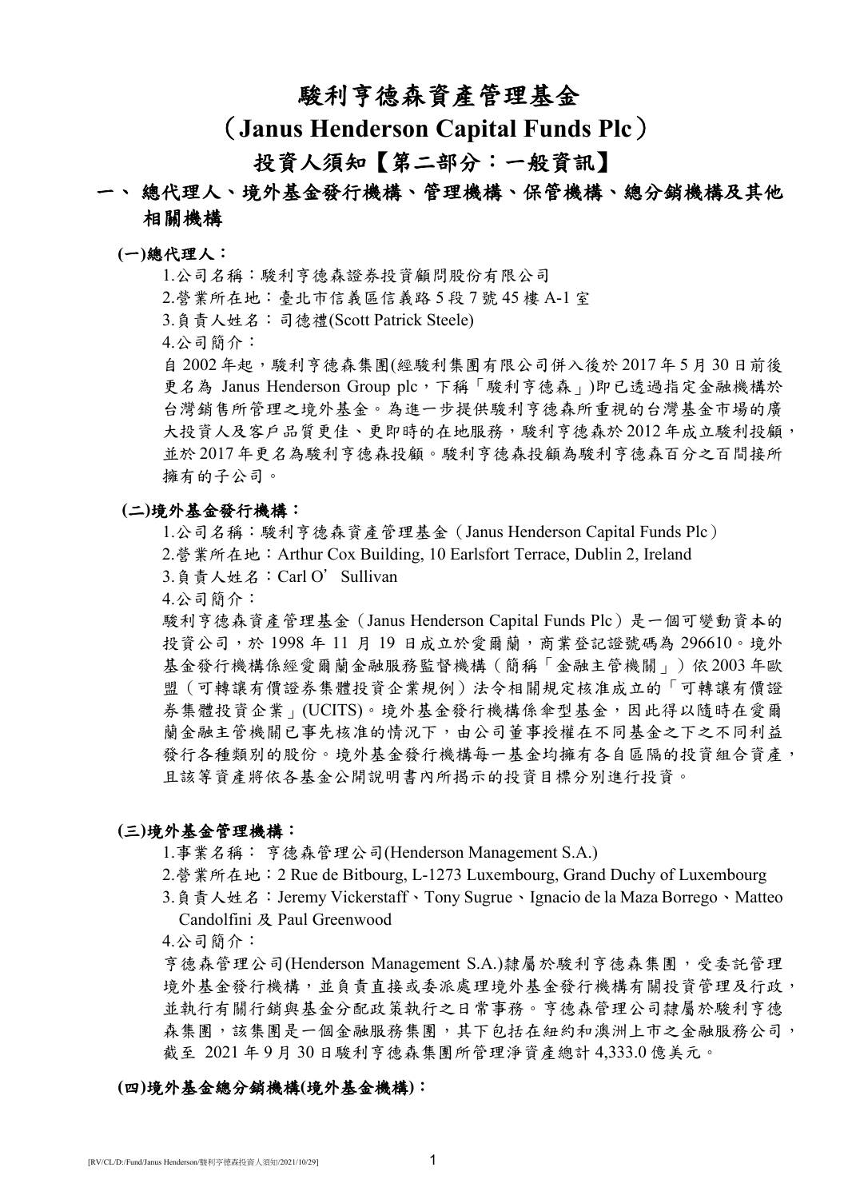# 駿利亨德森資產管理基金

# （Janus Henderson Capital Funds Plc）

# 投資人須知【第二部分：一般資訊】

## 一、 總代理人、境外基金發行機構、管理機構、保管機構、總分銷機構及其他相關機構

### (一)總代理人：

1.公司名稱：駿利亨德森證券投資顧問股份有限公司

2.營業所在地：臺北市信義區信義路5段7號45樓A-1室

3.負責人姓名：司德禮(Scott Patrick Steele)

4.公司簡介：

自2002年起，駿利亨德森集團(經駿利集團有限公司併入後於2017年5月30日前後更名為 Janus Henderson Group plc，下稱「駿利亨德森」)即已透過指定金融機構於台灣銷售所管理之境外基金。為進一步提供駿利亨德森所重視的台灣基金市場的廣大投資人及客戶品質更佳、更即時的在地服務，駿利亨德森於2012年成立駿利投顧，並於2017年更名為駿利亨德森投顧。駿利亨德森投顧為駿利亨德森百分之百間接所擁有的子公司。

### (二)境外基金發行機構：

1.公司名稱：駿利亨德森資產管理基金（Janus Henderson Capital Funds Plc）

2.營業所在地：Arthur Cox Building, 10 Earlsfort Terrace, Dublin 2, Ireland

3.負責人姓名：Carl O’Sullivan

4.公司簡介：

駿利亨德森資產管理基金（Janus Henderson Capital Funds Plc）是一個可變動資本的投資公司，於1998年11月19日成立於愛爾蘭，商業登記證號碼為296610。境外基金發行機構係經愛爾蘭金融服務監督機構（簡稱「金融主管機關」）依2003年歐盟（可轉讓有價證券集體投資企業規例）法令相關規定核准成立的「可轉讓有價證券集體投資企業」(UCITS)。境外基金發行機構係傘型基金，因此得以隨時在愛爾蘭金融主管機關已事先核准的情況下，由公司董事授權在不同基金之下之不同利益發行各種類別的股份。境外基金發行機構每一基金均擁有各自區隔的投資組合資產，且該等資產將依各基金公開說明書內所揭示的投資目標分別進行投資。

### (三)境外基金管理機構：

1.事業名稱： 亨德森管理公司(Henderson Management S.A.)

2.營業所在地：2 Rue de Bitbourg, L-1273 Luxembourg, Grand Duchy of Luxembourg

3.負責人姓名：Jeremy Vickerstaff、Tony Sugrue、Ignacio de la Maza Borrego、Matteo Candolfini 及 Paul Greenwood

4.公司簡介：

亨德森管理公司(Henderson Management S.A.)隸屬於駿利亨德森集團，受委託管理境外基金發行機構，並負責直接或委派處理境外基金發行機構有關投資管理及行政，並執行有關行銷與基金分配政策執行之日常事務。亨德森管理公司隸屬於駿利亨德森集團，該集團是一個金融服務集團，其下包括在紐約和澳洲上市之金融服務公司，截至 2021年9月30日駿利亨德森集團所管理淨資產總計4,333.0億美元。

### (四)境外基金總分銷機構(境外基金機構)：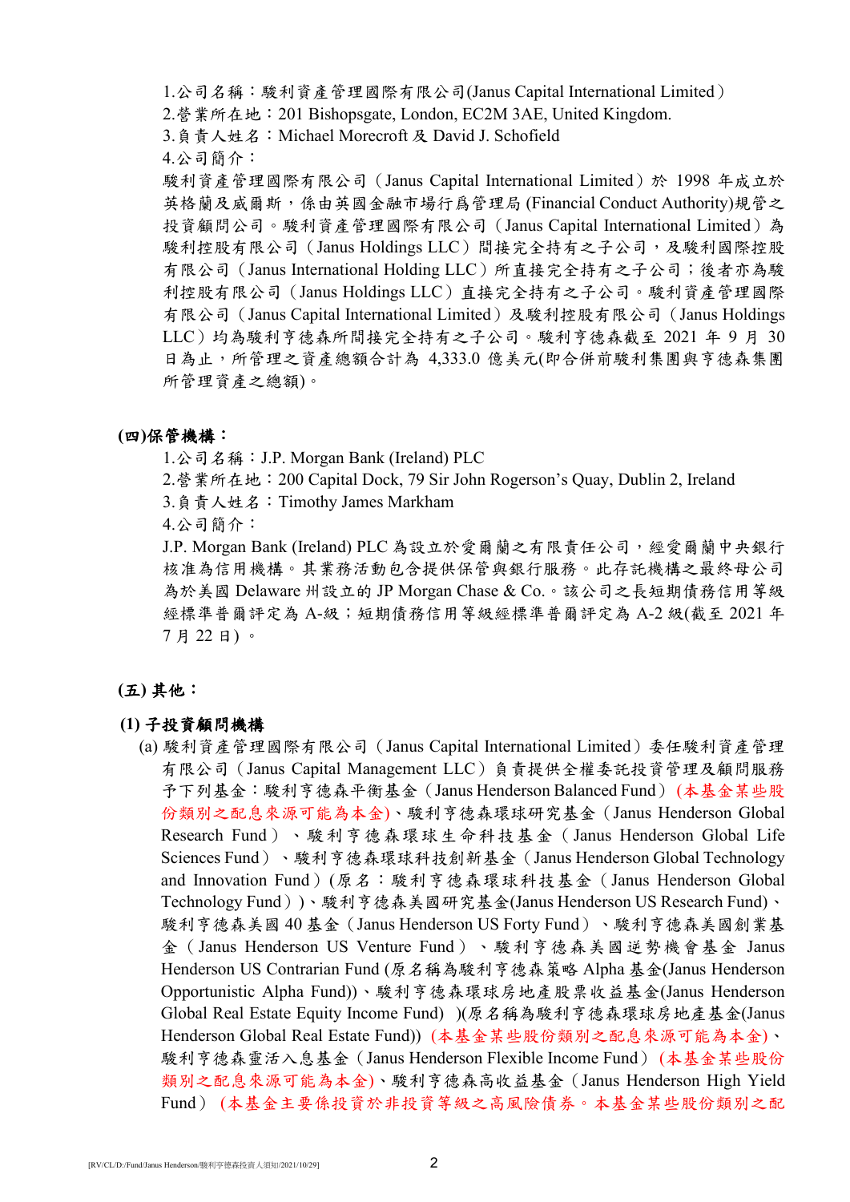1.公司名稱：駿利資產管理國際有限公司(Janus Capital International Limited）
2.營業所在地：201 Bishopsgate, London, EC2M 3AE, United Kingdom.
3.負責人姓名：Michael Morecroft 及 David J. Schofield
4.公司簡介：
駿利資產管理國際有限公司（Janus Capital International Limited）於 1998 年成立於英格蘭及威爾斯，係由英國金融市場行爲管理局 (Financial Conduct Authority)規管之投資顧問公司。駿利資產管理國際有限公司（Janus Capital International Limited）為駿利控股有限公司（Janus Holdings LLC）間接完全持有之子公司，及駿利國際控股有限公司（Janus International Holding LLC）所直接完全持有之子公司；後者亦為駿利控股有限公司（Janus Holdings LLC）直接完全持有之子公司。駿利資產管理國際有限公司（Janus Capital International Limited）及駿利控股有限公司（Janus Holdings LLC）均為駿利亨德森所間接完全持有之子公司。駿利亨德森截至 2021 年 9 月 30 日為止，所管理之資產總額合計為 4,333.0 億美元(即合併前駿利集團與亨德森集團所管理資產之總額)。

**(四)保管機構：**

1.公司名稱：J.P. Morgan Bank (Ireland) PLC
2.營業所在地：200 Capital Dock, 79 Sir John Rogerson's Quay, Dublin 2, Ireland
3.負責人姓名：Timothy James Markham
4.公司簡介：
J.P. Morgan Bank (Ireland) PLC 為設立於愛爾蘭之有限責任公司，經愛爾蘭中央銀行核准為信用機構。其業務活動包含提供保管與銀行服務。此存託機構之最終母公司為於美國 Delaware 州設立的 JP Morgan Chase & Co.。該公司之長短期債務信用等級經標準普爾評定為 A-級；短期債務信用等級經標準普爾評定為 A-2 級(截至 2021 年 7 月 22 日)。

**(五) 其他：**

**(1) 子投資顧問機構**

(a) 駿利資產管理國際有限公司（Janus Capital International Limited）委任駿利資產管理有限公司（Janus Capital Management LLC）負責提供全權委託投資管理及顧問服務予下列基金：駿利亨德森平衡基金（Janus Henderson Balanced Fund）(本基金某些股份類別之配息來源可能為本金)、駿利亨德森環球研究基金（Janus Henderson Global Research Fund）、駿利亨德森環球生命科技基金（Janus Henderson Global Life Sciences Fund）、駿利亨德森環球科技創新基金（Janus Henderson Global Technology and Innovation Fund）(原名：駿利亨德森環球科技基金（Janus Henderson Global Technology Fund）)、駿利亨德森美國研究基金(Janus Henderson US Research Fund)、駿利亨德森美國 40 基金（Janus Henderson US Forty Fund）、駿利亨德森美國創業基金（Janus Henderson US Venture Fund）、駿利亨德森美國逆勢機會基金 Janus Henderson US Contrarian Fund (原名稱為駿利亨德森策略 Alpha 基金(Janus Henderson Opportunistic Alpha Fund))、駿利亨德森環球房地產股票收益基金(Janus Henderson Global Real Estate Equity Income Fund) )(原名稱為駿利亨德森環球房地產基金(Janus Henderson Global Real Estate Fund)) (本基金某些股份類別之配息來源可能為本金)、駿利亨德森靈活入息基金（Janus Henderson Flexible Income Fund）(本基金某些股份類別之配息來源可能為本金)、駿利亨德森高收益基金（Janus Henderson High Yield Fund） (本基金主要係投資於非投資等級之高風險債券。本基金某些股份類別之配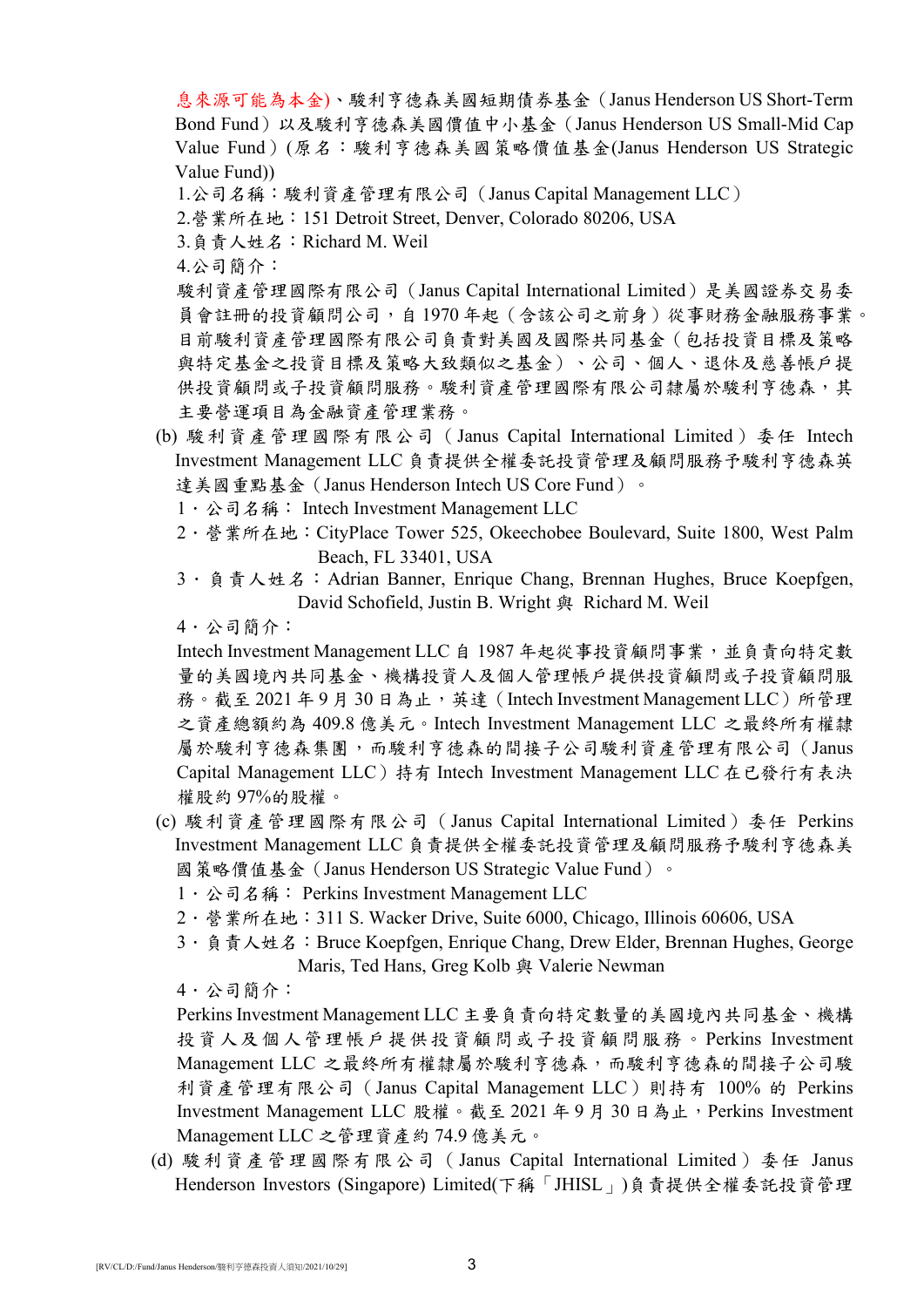息來源可能為本金)、駿利亨德森美國短期債券基金（Janus Henderson US Short-Term Bond Fund）以及駿利亨德森美國價值中小基金（Janus Henderson US Small-Mid Cap Value Fund）(原名：駿利亨德森美國策略價值基金(Janus Henderson US Strategic Value Fund))

1.公司名稱：駿利資產管理有限公司（Janus Capital Management LLC）

2.營業所在地：151 Detroit Street, Denver, Colorado 80206, USA

3.負責人姓名：Richard M. Weil

4.公司簡介：

駿利資產管理國際有限公司（Janus Capital International Limited）是美國證券交易委員會註冊的投資顧問公司，自 1970 年起（含該公司之前身）從事財務金融服務事業。目前駿利資產管理國際有限公司負責對美國及國際共同基金（包括投資目標及策略與特定基金之投資目標及策略大致類似之基金）、公司、個人、退休及慈善帳戶提供投資顧問或子投資顧問服務。駿利資產管理國際有限公司隸屬於駿利亨德森，其主要營運項目為金融資產管理業務。

(b) 駿利資產管理國際有限公司（Janus Capital International Limited）委任 Intech Investment Management LLC 負責提供全權委託投資管理及顧問服務予駿利亨德森英達美國重點基金（Janus Henderson Intech US Core Fund）。

1．公司名稱： Intech Investment Management LLC

2．營業所在地：CityPlace Tower 525, Okeechobee Boulevard, Suite 1800, West Palm Beach, FL 33401, USA

3．負責人姓名：Adrian Banner, Enrique Chang, Brennan Hughes, Bruce Koepfgen, David Schofield, Justin B. Wright 與 Richard M. Weil

4．公司簡介：

Intech Investment Management LLC 自 1987 年起從事投資顧問事業，並負責向特定數量的美國境內共同基金、機構投資人及個人管理帳戶提供投資顧問或子投資顧問服務。截至 2021 年 9 月 30 日為止，英達（Intech Investment Management LLC）所管理之資產總額約為 409.8 億美元。Intech Investment Management LLC 之最終所有權隸屬於駿利亨德森集團，而駿利亨德森的間接子公司駿利資產管理有限公司（Janus Capital Management LLC）持有 Intech Investment Management LLC 在已發行有表決權股約 97%的股權。

(c) 駿利資產管理國際有限公司（Janus Capital International Limited）委任 Perkins Investment Management LLC 負責提供全權委託投資管理及顧問服務予駿利亨德森美國策略價值基金（Janus Henderson US Strategic Value Fund）。

1．公司名稱： Perkins Investment Management LLC

2．營業所在地：311 S. Wacker Drive, Suite 6000, Chicago, Illinois 60606, USA

3．負責人姓名：Bruce Koepfgen, Enrique Chang, Drew Elder, Brennan Hughes, George Maris, Ted Hans, Greg Kolb 與 Valerie Newman

4．公司簡介：

Perkins Investment Management LLC 主要負責向特定數量的美國境內共同基金、機構投資人及個人管理帳戶提供投資顧問或子投資顧問服務。Perkins Investment Management LLC 之最終所有權隸屬於駿利亨德森，而駿利亨德森的間接子公司駿利資產管理有限公司（Janus Capital Management LLC）則持有 100% 的 Perkins Investment Management LLC 股權。截至 2021 年 9 月 30 日為止，Perkins Investment Management LLC 之管理資產約 74.9 億美元。

(d) 駿利資產管理國際有限公司（Janus Capital International Limited）委任 Janus Henderson Investors (Singapore) Limited(下稱「JHISL」)負責提供全權委託投資管理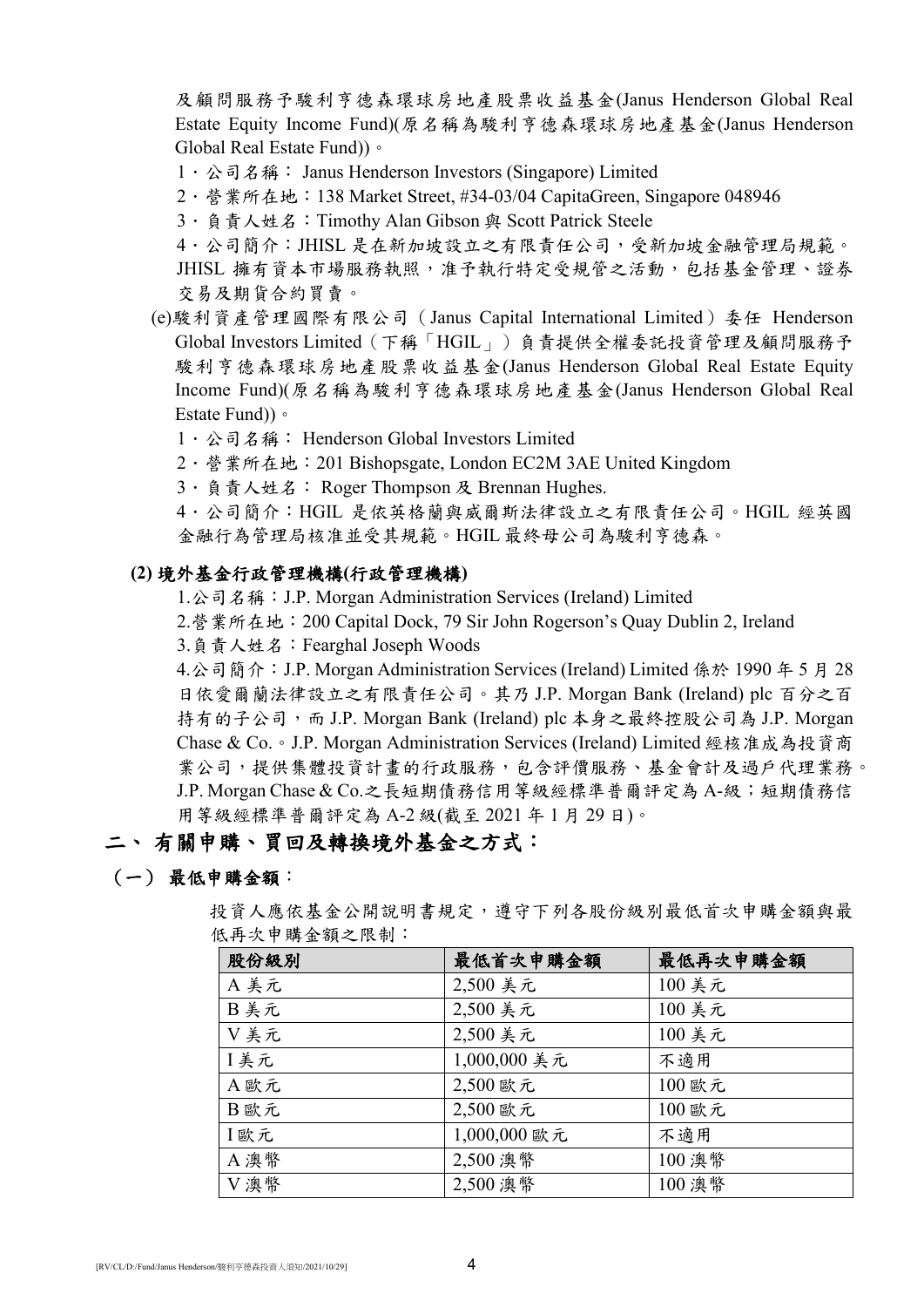及顧問服務予駿利亨德森環球房地產股票收益基金(Janus Henderson Global Real Estate Equity Income Fund)(原名稱為駿利亨德森環球房地產基金(Janus Henderson Global Real Estate Fund))。

1．公司名稱： Janus Henderson Investors (Singapore) Limited

2．營業所在地：138 Market Street, #34-03/04 CapitaGreen, Singapore 048946

3．負責人姓名：Timothy Alan Gibson 與 Scott Patrick Steele

4．公司簡介：JHISL 是在新加坡設立之有限責任公司，受新加坡金融管理局規範。JHISL 擁有資本市場服務執照，准予執行特定受規管之活動，包括基金管理、證券交易及期貨合約買賣。

(e)駿利資產管理國際有限公司（Janus Capital International Limited）委任 Henderson Global Investors Limited（下稱「HGIL」）負責提供全權委託投資管理及顧問服務予駿利亨德森環球房地產股票收益基金(Janus Henderson Global Real Estate Equity Income Fund)(原名稱為駿利亨德森環球房地產基金(Janus Henderson Global Real Estate Fund))。

1．公司名稱： Henderson Global Investors Limited

2．營業所在地：201 Bishopsgate, London EC2M 3AE United Kingdom

3．負責人姓名： Roger Thompson 及 Brennan Hughes.

4．公司簡介：HGIL 是依英格蘭與威爾斯法律設立之有限責任公司。HGIL 經英國金融行為管理局核准並受其規範。HGIL 最終母公司為駿利亨德森。

**(2) 境外基金行政管理機構(行政管理機構)**

1.公司名稱：J.P. Morgan Administration Services (Ireland) Limited

2.營業所在地：200 Capital Dock, 79 Sir John Rogerson's Quay Dublin 2, Ireland

3.負責人姓名：Fearghal Joseph Woods

4.公司簡介：J.P. Morgan Administration Services (Ireland) Limited 係於 1990 年 5 月 28 日依愛爾蘭法律設立之有限責任公司。其乃 J.P. Morgan Bank (Ireland) plc 百分之百持有的子公司，而 J.P. Morgan Bank (Ireland) plc 本身之最終控股公司為 J.P. Morgan Chase & Co.。J.P. Morgan Administration Services (Ireland) Limited 經核准成為投資商業公司，提供集體投資計畫的行政服務，包含評價服務、基金會計及過戶代理業務。J.P. Morgan Chase & Co.之長短期債務信用等級經標準普爾評定為 A-級；短期債務信用等級經標準普爾評定為 A-2 級(截至 2021 年 1 月 29 日)。

## 二、有關申購、買回及轉換境外基金之方式：

### （一）最低申購金額：

投資人應依基金公開說明書規定，遵守下列各股份級別最低首次申購金額與最低再次申購金額之限制：

| 股份級別 | 最低首次申購金額 | 最低再次申購金額 |
|---|---|---|
| A 美元 | 2,500 美元 | 100 美元 |
| B 美元 | 2,500 美元 | 100 美元 |
| V 美元 | 2,500 美元 | 100 美元 |
| I 美元 | 1,000,000 美元 | 不適用 |
| A 歐元 | 2,500 歐元 | 100 歐元 |
| B 歐元 | 2,500 歐元 | 100 歐元 |
| I 歐元 | 1,000,000 歐元 | 不適用 |
| A 澳幣 | 2,500 澳幣 | 100 澳幣 |
| V 澳幣 | 2,500 澳幣 | 100 澳幣 |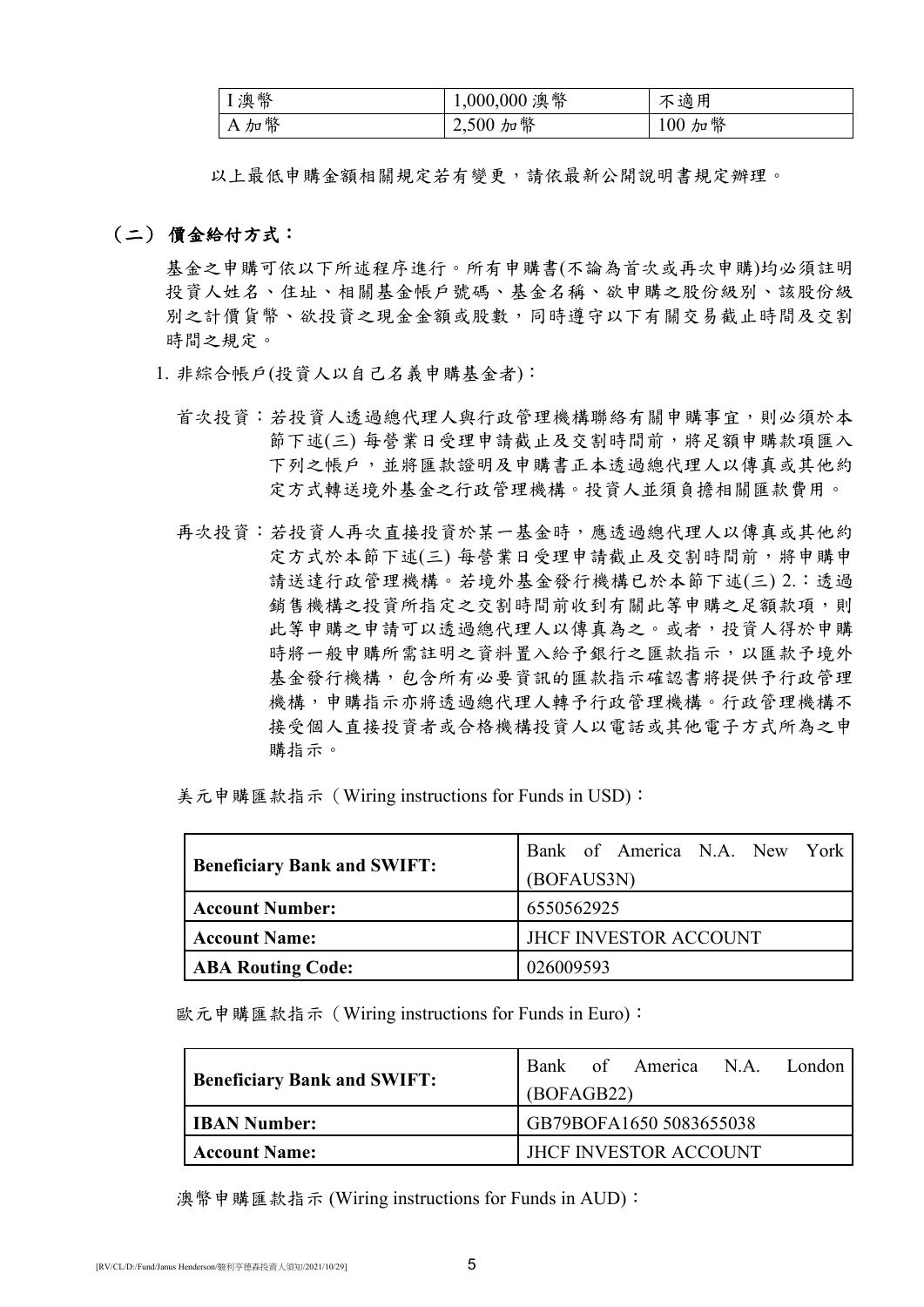| I 澳幣 | 1,000,000 澳幣 | 不適用 |
|---|---|---|
| A 加幣 | 2,500 加幣 | 100 加幣 |

以上最低申購金額相關規定若有變更，請依最新公開說明書規定辦理。

## （二） 價金給付方式：

基金之申購可依以下所述程序進行。所有申購書(不論為首次或再次申購)均必須註明投資人姓名、住址、相關基金帳戶號碼、基金名稱、欲申購之股份級別、該股份級別之計價貨幣、欲投資之現金金額或股數，同時遵守以下有關交易截止時間及交割時間之規定。

1. 非綜合帳戶(投資人以自己名義申購基金者)：

首次投資：若投資人透過總代理人與行政管理機構聯絡有關申購事宜，則必須於本節下述(三) 每營業日受理申請截止及交割時間前，將足額申購款項匯入下列之帳戶，並將匯款證明及申購書正本透過總代理人以傳真或其他約定方式轉送境外基金之行政管理機構。投資人並須負擔相關匯款費用。

再次投資：若投資人再次直接投資於某一基金時，應透過總代理人以傳真或其他約定方式於本節下述(三) 每營業日受理申請截止及交割時間前，將申購申請送達行政管理機構。若境外基金發行機構已於本節下述(三) 2.：透過銷售機構之投資所指定之交割時間前收到有關此等申購之足額款項，則此等申購之申請可以透過總代理人以傳真為之。或者，投資人得於申購時將一般申購所需註明之資料置入給予銀行之匯款指示，以匯款予境外基金發行機構，包含所有必要資訊的匯款指示確認書將提供予行政管理機構，申購指示亦將透過總代理人轉予行政管理機構。行政管理機構不接受個人直接投資者或合格機構投資人以電話或其他電子方式所為之申購指示。

美元申購匯款指示（Wiring instructions for Funds in USD)：

| **Beneficiary Bank and SWIFT:** | Bank of America N.A. New York (BOFAUS3N) |
|---|---|
| **Account Number:** | 6550562925 |
| **Account Name:** | JHCF INVESTOR ACCOUNT |
| **ABA Routing Code:** | 026009593 |

歐元申購匯款指示（Wiring instructions for Funds in Euro)：

| **Beneficiary Bank and SWIFT:** | Bank of America N.A. London (BOFAGB22) |
|---|---|
| **IBAN Number:** | GB79BOFA1650 5083655038 |
| **Account Name:** | JHCF INVESTOR ACCOUNT |

澳幣申購匯款指示 (Wiring instructions for Funds in AUD)：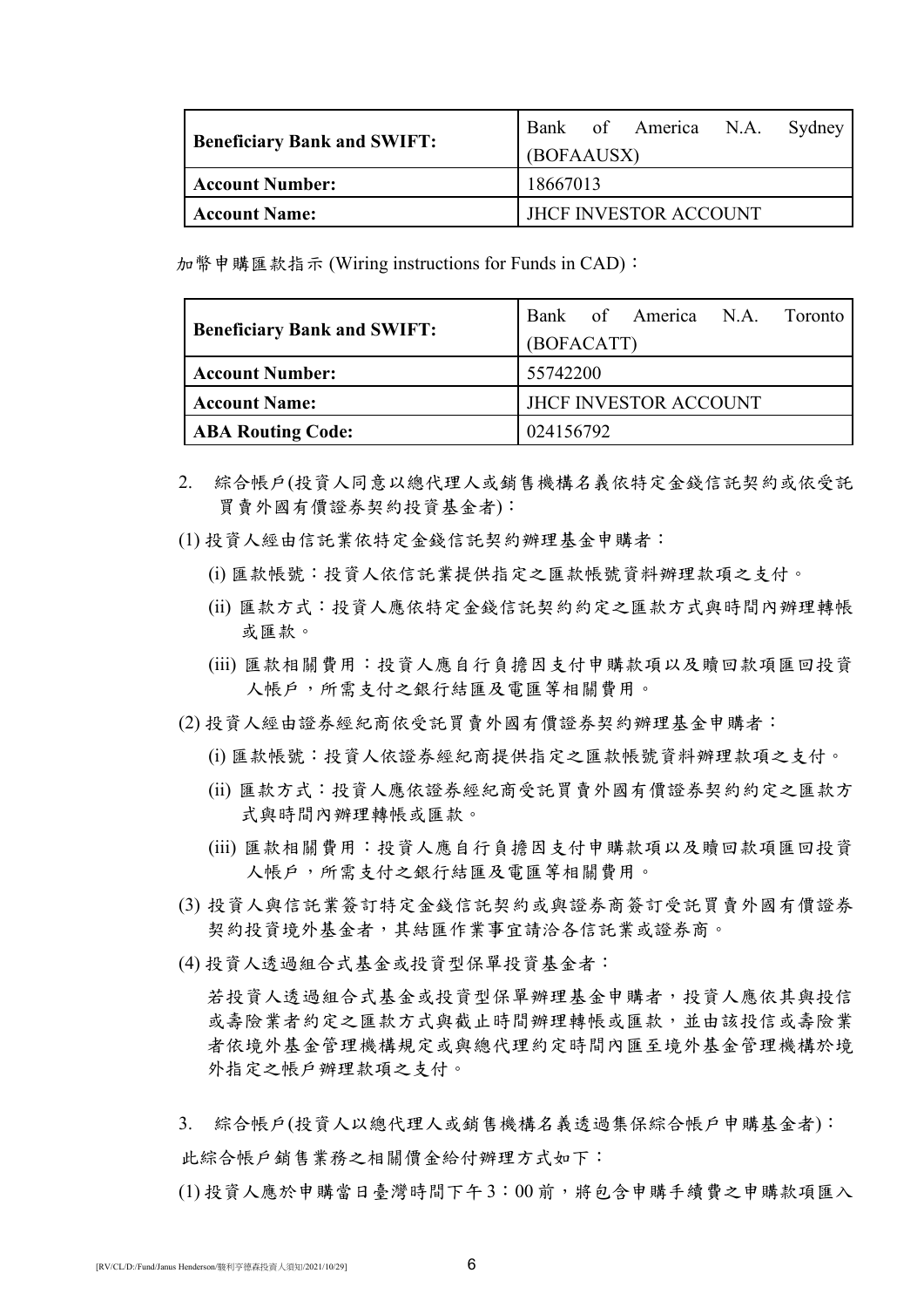| Beneficiary Bank and SWIFT: | Bank of America N.A. Sydney (BOFAAUSX) |
| --- | --- |
| Account Number: | 18667013 |
| Account Name: | JHCF INVESTOR ACCOUNT |

加幣申購匯款指示 (Wiring instructions for Funds in CAD)：

| Beneficiary Bank and SWIFT: | Bank of America N.A. Toronto (BOFACATT) |
| --- | --- |
| Account Number: | 55742200 |
| Account Name: | JHCF INVESTOR ACCOUNT |
| ABA Routing Code: | 024156792 |

2. 綜合帳戶(投資人同意以總代理人或銷售機構名義依特定金錢信託契約或依受託買賣外國有價證券契約投資基金者)：

(1) 投資人經由信託業依特定金錢信託契約辦理基金申購者：

(i) 匯款帳號：投資人依信託業提供指定之匯款帳號資料辦理款項之支付。

(ii) 匯款方式：投資人應依特定金錢信託契約約定之匯款方式與時間內辦理轉帳或匯款。

(iii) 匯款相關費用：投資人應自行負擔因支付申購款項以及贖回款項匯回投資人帳戶，所需支付之銀行結匯及電匯等相關費用。

(2) 投資人經由證券經紀商依受託買賣外國有價證券契約辦理基金申購者：

(i) 匯款帳號：投資人依證券經紀商提供指定之匯款帳號資料辦理款項之支付。

(ii) 匯款方式：投資人應依證券經紀商受託買賣外國有價證券契約約定之匯款方式與時間內辦理轉帳或匯款。

(iii) 匯款相關費用：投資人應自行負擔因支付申購款項以及贖回款項匯回投資人帳戶，所需支付之銀行結匯及電匯等相關費用。

(3) 投資人與信託業簽訂特定金錢信託契約或與證券商簽訂受託買賣外國有價證券契約投資境外基金者，其結匯作業事宜請洽各信託業或證券商。

(4) 投資人透過組合式基金或投資型保單投資基金者：

若投資人透過組合式基金或投資型保單辦理基金申購者，投資人應依其與投信或壽險業者約定之匯款方式與截止時間辦理轉帳或匯款，並由該投信或壽險業者依境外基金管理機構規定或與總代理約定時間內匯至境外基金管理機構於境外指定之帳戶辦理款項之支付。

3. 綜合帳戶(投資人以總代理人或銷售機構名義透過集保綜合帳戶申購基金者)：

此綜合帳戶銷售業務之相關價金給付辦理方式如下：

(1) 投資人應於申購當日臺灣時間下午 3：00 前，將包含申購手續費之申購款項匯入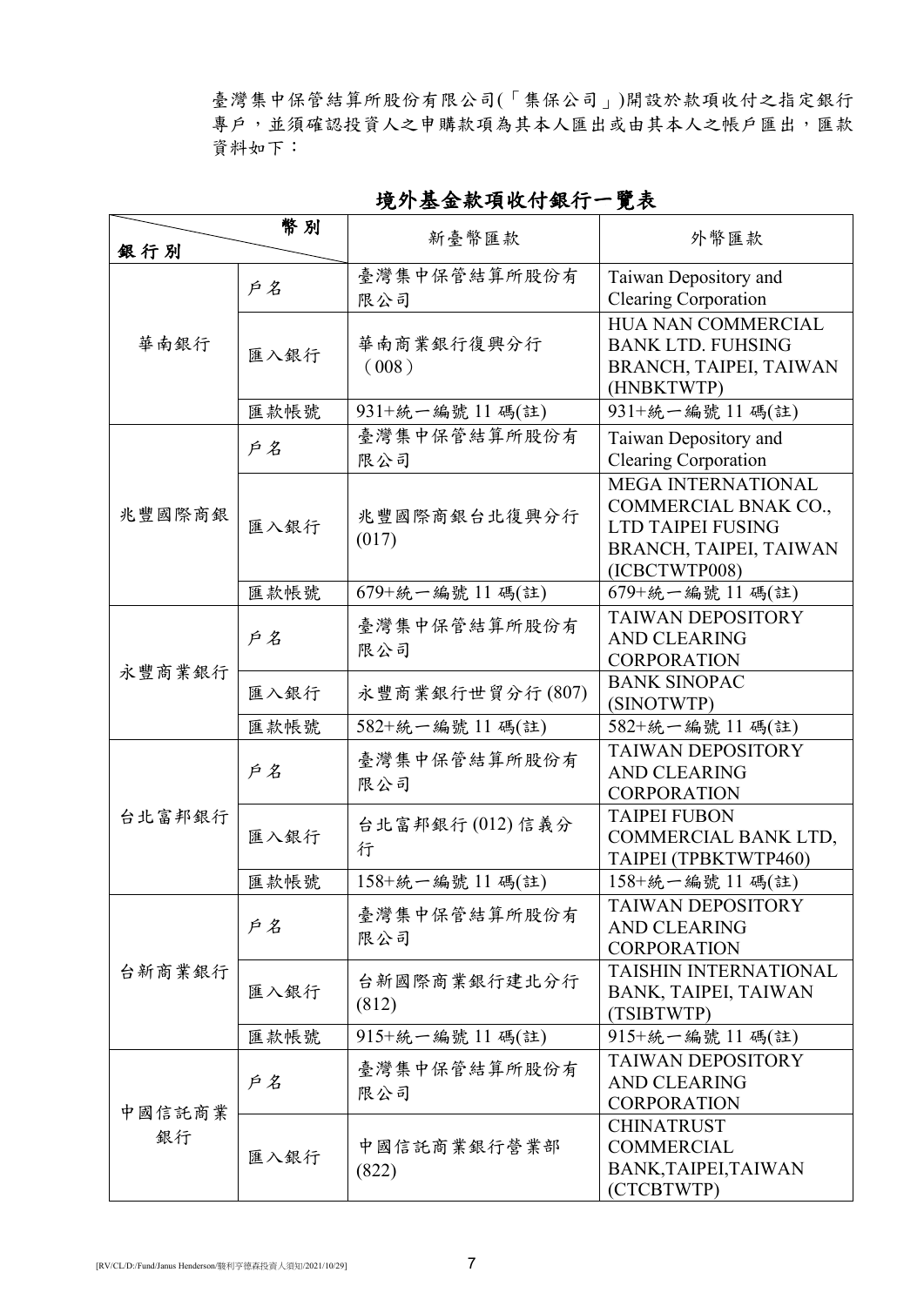臺灣集中保管結算所股份有限公司(「集保公司」)開設於款項收付之指定銀行專戶，並須確認投資人之申購款項為其本人匯出或由其本人之帳戶匯出，匯款資料如下：

## 境外基金款項收付銀行一覽表

| 銀行別 ＼ 幣別 | | 新臺幣匯款 | 外幣匯款 |
|---|---|---|---|
| 華南銀行 | 戶名 | 臺灣集中保管結算所股份有限公司 | Taiwan Depository and Clearing Corporation |
| | 匯入銀行 | 華南商業銀行復興分行（008） | HUA NAN COMMERCIAL BANK LTD. FUHSING BRANCH, TAIPEI, TAIWAN (HNBKTWTP) |
| | 匯款帳號 | 931+統一編號 11 碼(註) | 931+統一編號 11 碼(註) |
| 兆豐國際商銀 | 戶名 | 臺灣集中保管結算所股份有限公司 | Taiwan Depository and Clearing Corporation |
| | 匯入銀行 | 兆豐國際商銀台北復興分行 (017) | MEGA INTERNATIONAL COMMERCIAL BNAK CO., LTD TAIPEI FUSING BRANCH, TAIPEI, TAIWAN (ICBCTWTP008) |
| | 匯款帳號 | 679+統一編號 11 碼(註) | 679+統一編號 11 碼(註) |
| 永豐商業銀行 | 戶名 | 臺灣集中保管結算所股份有限公司 | TAIWAN DEPOSITORY AND CLEARING CORPORATION |
| | 匯入銀行 | 永豐商業銀行世貿分行 (807) | BANK SINOPAC (SINOTWTP) |
| | 匯款帳號 | 582+統一編號 11 碼(註) | 582+統一編號 11 碼(註) |
| 台北富邦銀行 | 戶名 | 臺灣集中保管結算所股份有限公司 | TAIWAN DEPOSITORY AND CLEARING CORPORATION |
| | 匯入銀行 | 台北富邦銀行 (012) 信義分行 | TAIPEI FUBON COMMERCIAL BANK LTD, TAIPEI (TPBKTWTP460) |
| | 匯款帳號 | 158+統一編號 11 碼(註) | 158+統一編號 11 碼(註) |
| 台新商業銀行 | 戶名 | 臺灣集中保管結算所股份有限公司 | TAIWAN DEPOSITORY AND CLEARING CORPORATION |
| | 匯入銀行 | 台新國際商業銀行建北分行 (812) | TAISHIN INTERNATIONAL BANK, TAIPEI, TAIWAN (TSIBTWTP) |
| | 匯款帳號 | 915+統一編號 11 碼(註) | 915+統一編號 11 碼(註) |
| 中國信託商業銀行 | 戶名 | 臺灣集中保管結算所股份有限公司 | TAIWAN DEPOSITORY AND CLEARING CORPORATION |
| | 匯入銀行 | 中國信託商業銀行營業部 (822) | CHINATRUST COMMERCIAL BANK,TAIPEI,TAIWAN (CTCBTWTP) |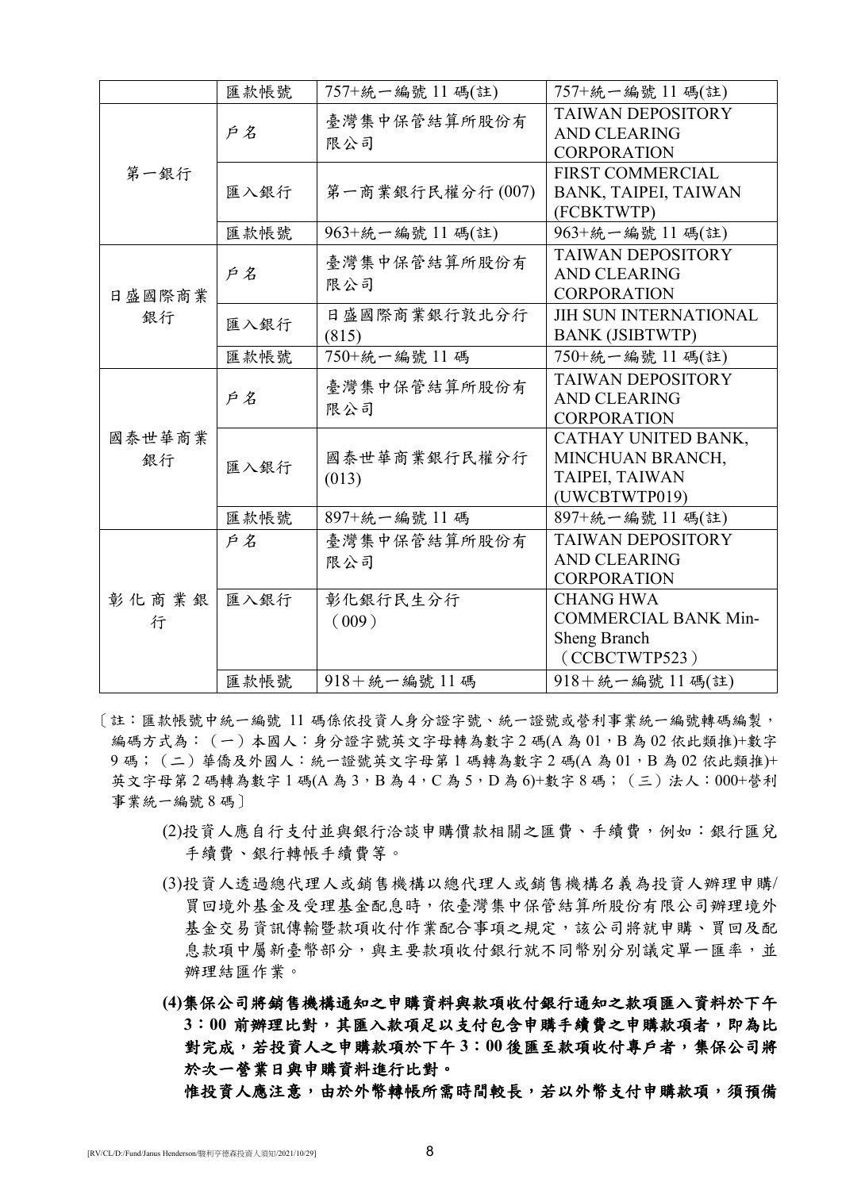| | | | |
|---|---|---|---|
| | 匯款帳號 | 757+統一編號 11 碼(註) | 757+統一編號 11 碼(註) |
| 第一銀行 | 戶名 | 臺灣集中保管結算所股份有限公司 | TAIWAN DEPOSITORY AND CLEARING CORPORATION |
| | 匯入銀行 | 第一商業銀行民權分行 (007) | FIRST COMMERCIAL BANK, TAIPEI, TAIWAN (FCBKTWTP) |
| | 匯款帳號 | 963+統一編號 11 碼(註) | 963+統一編號 11 碼(註) |
| 日盛國際商業銀行 | 戶名 | 臺灣集中保管結算所股份有限公司 | TAIWAN DEPOSITORY AND CLEARING CORPORATION |
| | 匯入銀行 | 日盛國際商業銀行敦北分行 (815) | JIH SUN INTERNATIONAL BANK (JSIBTWTP) |
| | 匯款帳號 | 750+統一編號 11 碼 | 750+統一編號 11 碼(註) |
| 國泰世華商業銀行 | 戶名 | 臺灣集中保管結算所股份有限公司 | TAIWAN DEPOSITORY AND CLEARING CORPORATION |
| | 匯入銀行 | 國泰世華商業銀行民權分行 (013) | CATHAY UNITED BANK, MINCHUAN BRANCH, TAIPEI, TAIWAN (UWCBTWTP019) |
| | 匯款帳號 | 897+統一編號 11 碼 | 897+統一編號 11 碼(註) |
| 彰化商業銀行 | 戶名 | 臺灣集中保管結算所股份有限公司 | TAIWAN DEPOSITORY AND CLEARING CORPORATION |
| | 匯入銀行 | 彰化銀行民生分行（009） | CHANG HWA COMMERCIAL BANK Min-Sheng Branch（CCBCTWTP523） |
| | 匯款帳號 | 918＋統一編號 11 碼 | 918＋統一編號 11 碼(註) |

〔註：匯款帳號中統一編號 11 碼係依投資人身分證字號、統一證號或營利事業統一編號轉碼編製，編碼方式為：（一）本國人：身分證字號英文字母轉為數字 2 碼(A 為 01，B 為 02 依此類推)+數字 9 碼；（二）華僑及外國人：統一證號英文字母第 1 碼轉為數字 2 碼(A 為 01，B 為 02 依此類推)+英文字母第 2 碼轉為數字 1 碼(A 為 3，B 為 4，C 為 5，D 為 6)+數字 8 碼；（三）法人：000+營利事業統一編號 8 碼〕

(2)投資人應自行支付並與銀行洽談申購價款相關之匯費、手續費，例如：銀行匯兌手續費、銀行轉帳手續費等。

(3)投資人透過總代理人或銷售機構以總代理人或銷售機構名義為投資人辦理申購/買回境外基金及受理基金配息時，依臺灣集中保管結算所股份有限公司辦理境外基金交易資訊傳輸暨款項收付作業配合事項之規定，該公司將就申購、買回及配息款項中屬新臺幣部分，與主要款項收付銀行就不同幣別分別議定單一匯率，並辦理結匯作業。

**(4)集保公司將銷售機構通知之申購資料與款項收付銀行通知之款項匯入資料於下午 3：00 前辦理比對，其匯入款項足以支付包含申購手續費之申購款項者，即為比對完成，若投資人之申購款項於下午 3：00 後匯至款項收付專戶者，集保公司將於次一營業日與申購資料進行比對。**

**惟投資人應注意，由於外幣轉帳所需時間較長，若以外幣支付申購款項，須預備**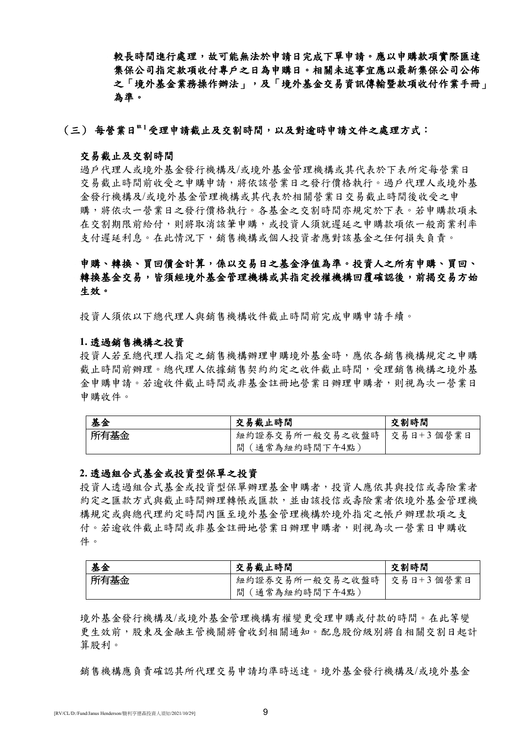**較長時間進行處理，故可能無法於申請日完成下單申請。應以申購款項實際匯達集保公司指定款項收付專戶之日為申購日。相關未述事宜應以最新集保公司公佈之「境外基金業務操作辦法」，及「境外基金交易資訊傳輸暨款項收付作業手冊」為準。**

## （三） 每營業日[註1]受理申請截止及交割時間，以及對逾時申請文件之處理方式：

**交易截止及交割時間**

過戶代理人或境外基金發行機構及/或境外基金管理機構或其代表於下表所定每營業日交易截止時間前收受之申購申請，將依該營業日之發行價格執行。過戶代理人或境外基金發行機構及/或境外基金管理機構或其代表於相關營業日交易截止時間後收受之申購，將依次一營業日之發行價格執行。各基金之交割時間亦規定於下表。若申購款項未在交割期限前給付，則將取消該筆申購，或投資人須就遲延之申購款項依一般商業利率支付遲延利息。在此情況下，銷售機構或個人投資者應對該基金之任何損失負責。

**申購、轉換、買回價金計算，係以交易日之基金淨值為準。投資人之所有申購、買回、轉換基金交易，皆須經境外基金管理機構或其指定授權機構回覆確認後，前揭交易方始生效。**

投資人須依以下總代理人與銷售機構收件截止時間前完成申購申請手續。

**1. 透過銷售機構之投資**

投資人若至總代理人指定之銷售機構辦理申購境外基金時，應依各銷售機構規定之申購截止時間前辦理。總代理人依據銷售契約約定之收件截止時間，受理銷售機構之境外基金申購申請。若逾收件截止時間或非基金註冊地營業日辦理申購者，則視為次一營業日申購收件。

| 基金 | 交易截止時間 | 交割時間 |
|---|---|---|
| 所有基金 | 紐約證券交易所一般交易之收盤時間（通常為紐約時間下午4點） | 交易日+3個營業日 |

**2. 透過組合式基金或投資型保單之投資**

投資人透過組合式基金或投資型保單辦理基金申購者，投資人應依其與投信或壽險業者約定之匯款方式與截止時間辦理轉帳或匯款，並由該投信或壽險業者依境外基金管理機構規定或與總代理約定時間內匯至境外基金管理機構於境外指定之帳戶辦理款項之支付。若逾收件截止時間或非基金註冊地營業日辦理申購者，則視為次一營業日申購收件。

| 基金 | 交易截止時間 | 交割時間 |
|---|---|---|
| 所有基金 | 紐約證券交易所一般交易之收盤時間（通常為紐約時間下午4點） | 交易日+3個營業日 |

境外基金發行機構及/或境外基金管理機構有權變更受理申購或付款的時間。在此等變更生效前，股東及金融主管機關將會收到相關通知。配息股份級別將自相關交割日起計算股利。

銷售機構應負責確認其所代理交易申請均準時送達。境外基金發行機構及/或境外基金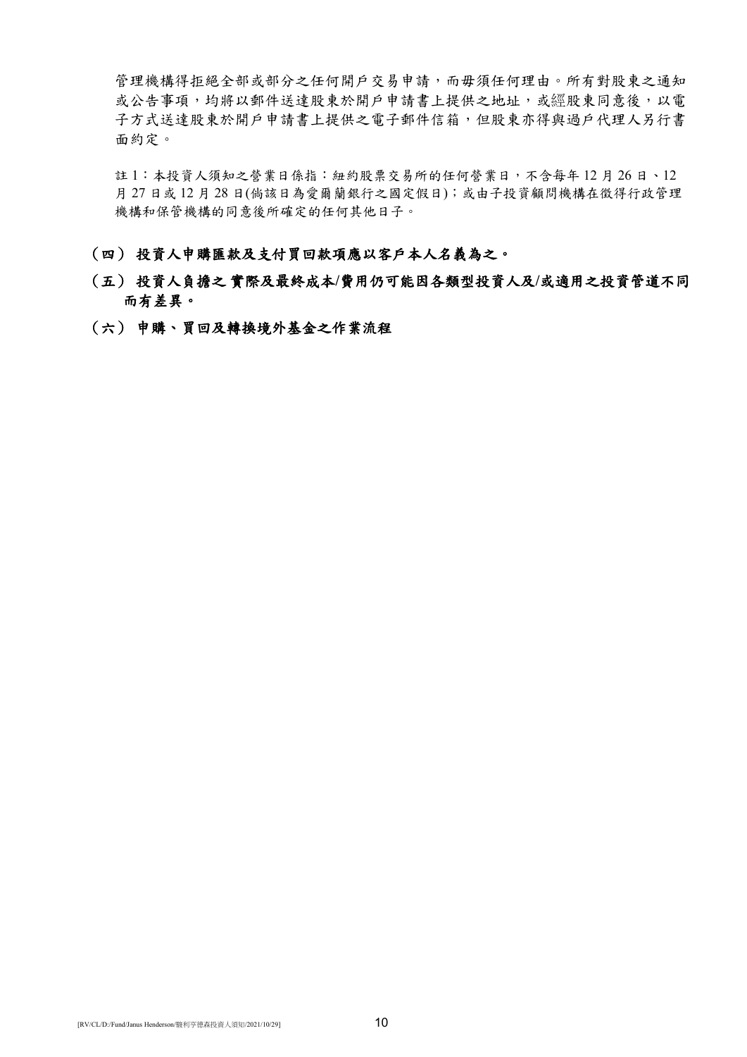管理機構得拒絕全部或部分之任何開戶交易申請，而毋須任何理由。所有對股東之通知或公告事項，均將以郵件送達股東於開戶申請書上提供之地址，或經股東同意後，以電子方式送達股東於開戶申請書上提供之電子郵件信箱，但股東亦得與過戶代理人另行書面約定。

註 1：本投資人須知之營業日係指：紐約股票交易所的任何營業日，不含每年 12 月 26 日、12 月 27 日或 12 月 28 日(倘該日為愛爾蘭銀行之國定假日)；或由子投資顧問機構在徵得行政管理機構和保管機構的同意後所確定的任何其他日子。

**（四） 投資人申購匯款及支付買回款項應以客戶本人名義為之。**

**（五） 投資人負擔之 實際及最終成本/費用仍可能因各類型投資人及/或適用之投資管道不同而有差異。**

**（六） 申購、買回及轉換境外基金之作業流程**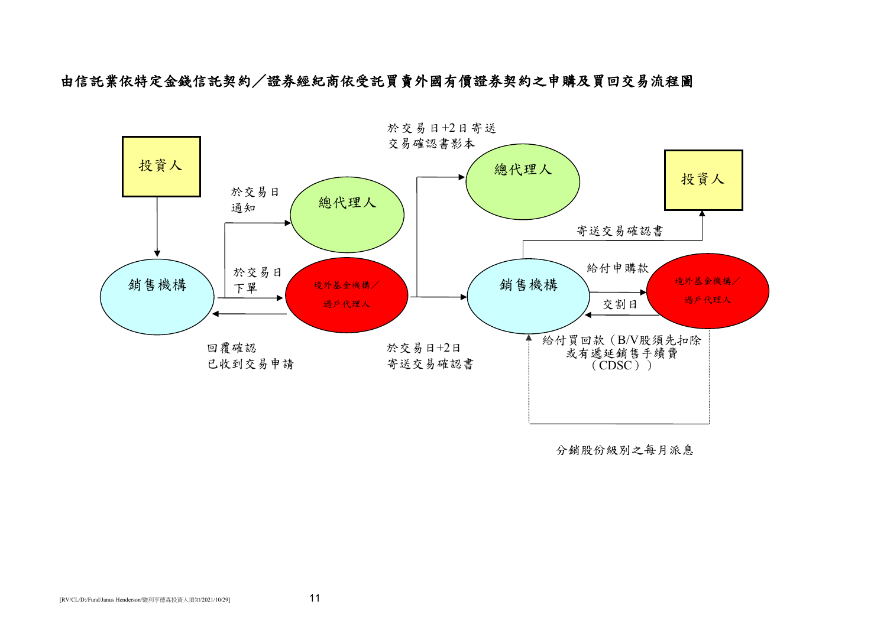# 由信託業依特定金錢信託契約／證券經紀商依受託買賣外國有價證券契約之申購及買回交易流程圖

投資人

銷售機構

於交易日通知

總代理人

於交易日下單

境外基金機構／過戶代理人

回覆確認已收到交易申請

於交易日+2日寄送交易確認書影本

總代理人

於交易日+2日寄送交易確認書

銷售機構

寄送交易確認書

投資人

給付申購款

境外基金機構／過戶代理人

交割日

給付買回款（B/V股須先扣除或有遞延銷售手續費（CDSC））

分銷股份級別之每月派息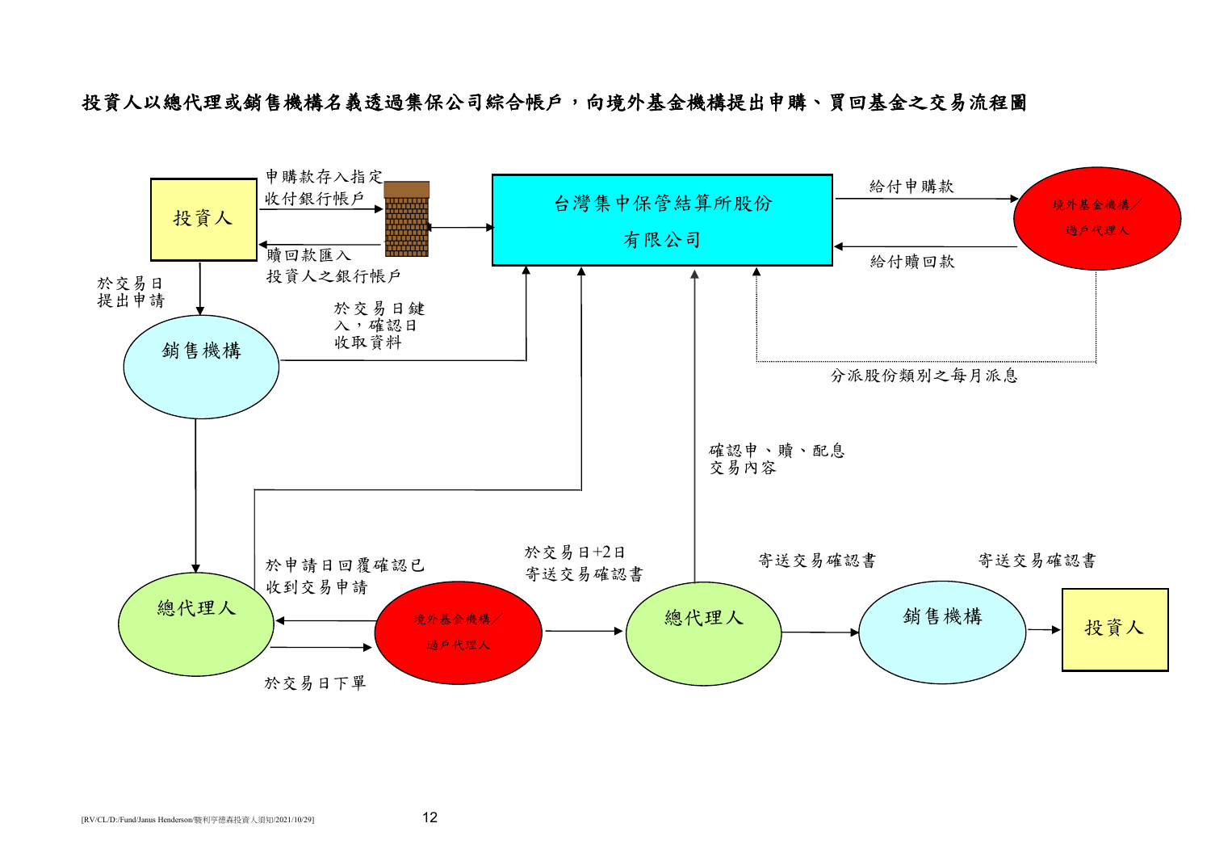**投資人以總代理或銷售機構名義透過集保公司綜合帳戶，向境外基金機構提出申購、買回基金之交易流程圖**

投資人

申購款存入指定收付銀行帳戶

贖回款匯入投資人之銀行帳戶

台灣集中保管結算所股份有限公司

給付申購款

給付贖回款

境外基金機構／過戶代理人

於交易日提出申請

銷售機構

於交易日鍵入，確認日收取資料

分派股份類別之每月派息

確認申、贖、配息交易內容

總代理人

於申請日回覆確認已收到交易申請

於交易日下單

境外基金機構／過戶代理人

於交易日+2日寄送交易確認書

總代理人

寄送交易確認書

銷售機構

寄送交易確認書

投資人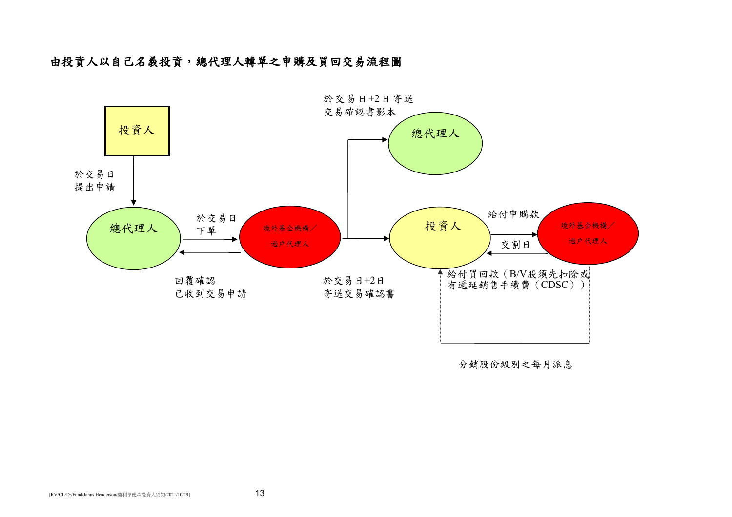## 由投資人以自己名義投資，總代理人轉單之申購及買回交易流程圖

投資人

於交易日
提出申請

總代理人

於交易日
下單

回覆確認
已收到交易申請

境外基金機構／
過戶代理人

於交易日+2日寄送
交易確認書影本

總代理人

於交易日+2日
寄送交易確認書

投資人

給付申購款

交割日

境外基金機構／
過戶代理人

給付買回款（B/V股須先扣除或有遞延銷售手續費（CDSC））

分銷股份級別之每月派息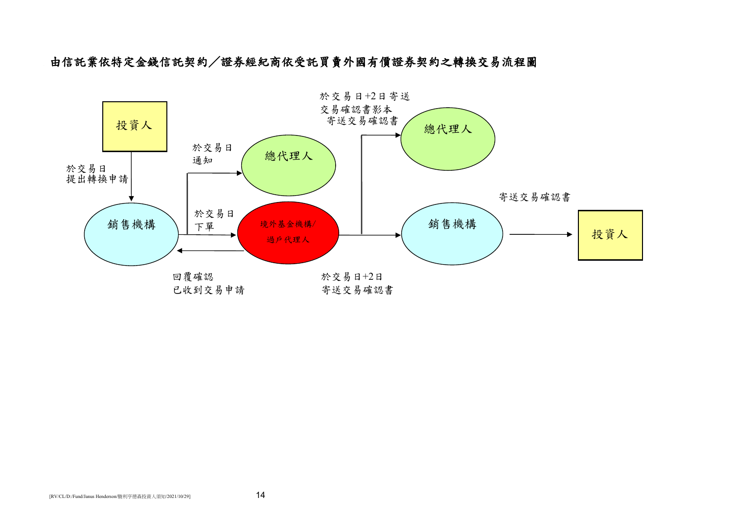## 由信託業依特定金錢信託契約／證券經紀商依受託買賣外國有價證券契約之轉換交易流程圖

投資人

於交易日
提出轉換申請

銷售機構

於交易日
通知

總代理人

於交易日
下單

境外基金機構/
過戶代理人

回覆確認
已收到交易申請

於交易日+2日寄送
交易確認書影本
寄送交易確認書

總代理人

於交易日+2日
寄送交易確認書

銷售機構

寄送交易確認書

投資人

[RV/CL/D:/Fund/Janus Henderson/駿利亨德森投資人須知/2021/10/29]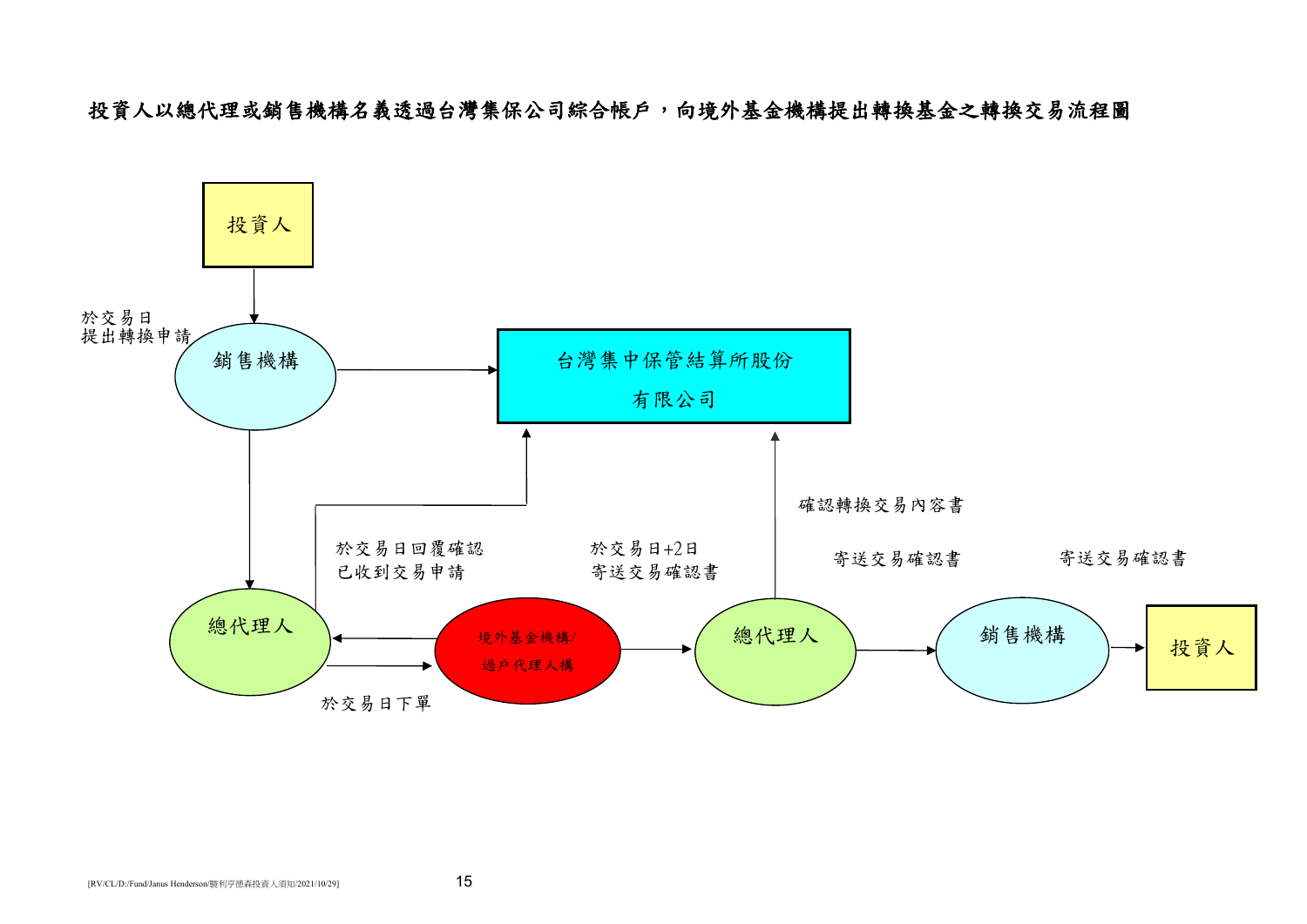**投資人以總代理或銷售機構名義透過台灣集保公司綜合帳戶，向境外基金機構提出轉換基金之轉換交易流程圖**

投資人

於交易日
提出轉換申請

銷售機構

台灣集中保管結算所股份有限公司

總代理人

於交易日回覆確認
已收到交易申請

於交易日下單

境外基金機構/
過戶代理人構

於交易日+2日
寄送交易確認書

總代理人

確認轉換交易內容書

寄送交易確認書

銷售機構

寄送交易確認書

投資人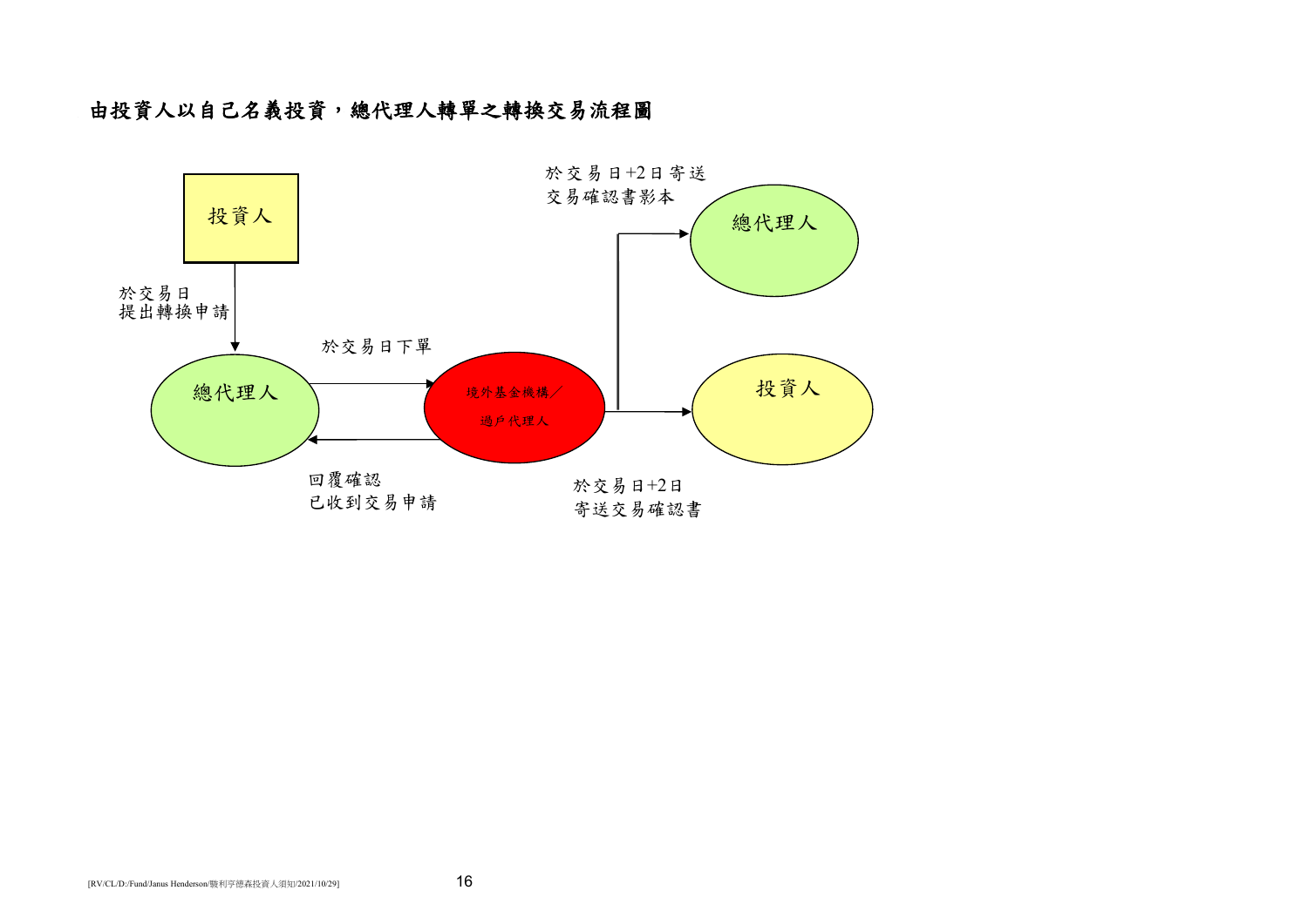**由投資人以自己名義投資，總代理人轉單之轉換交易流程圖**

投資人

於交易日
提出轉換申請

總代理人

於交易日下單

境外基金機構／
過戶代理人

回覆確認
已收到交易申請

於交易日+2日寄送
交易確認書影本

總代理人

投資人

於交易日+2日
寄送交易確認書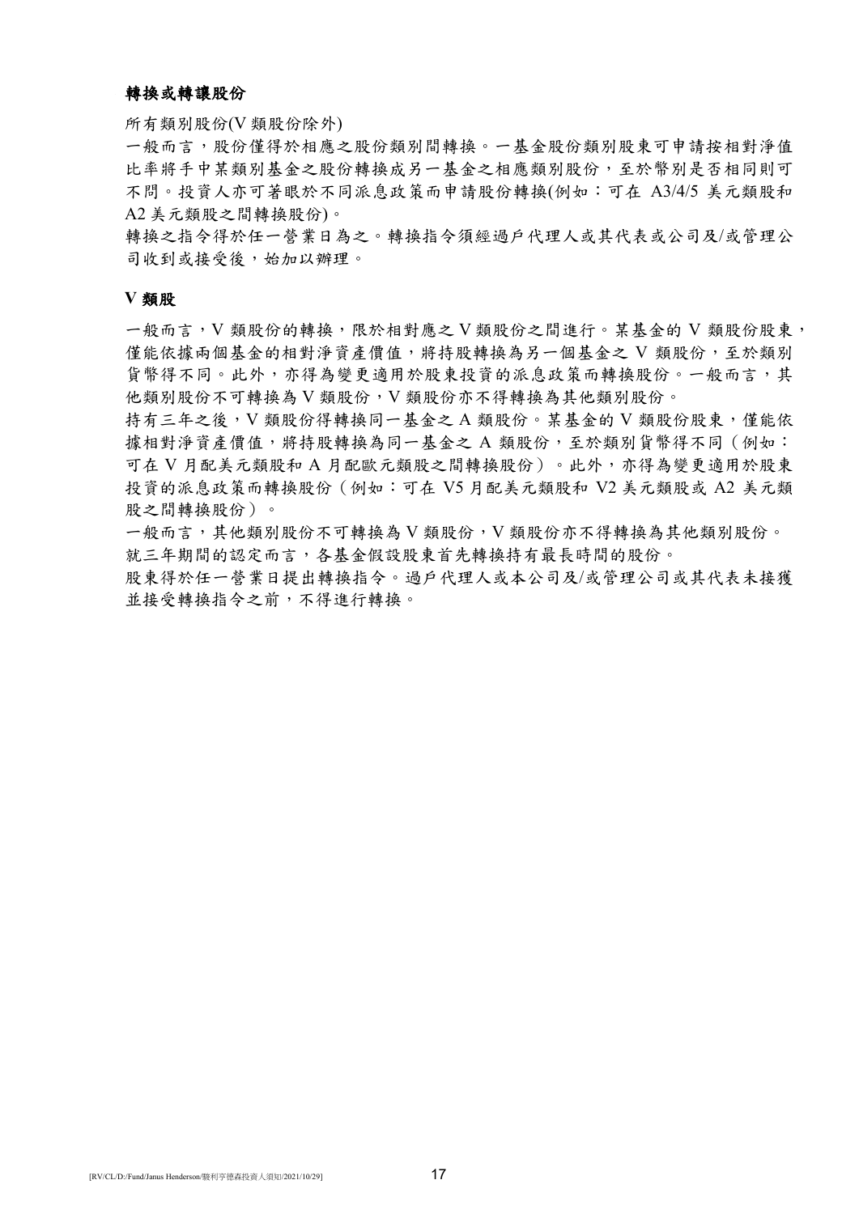## 轉換或轉讓股份

所有類別股份(V 類股份除外)

一般而言，股份僅得於相應之股份類別間轉換。一基金股份類別股東可申請按相對淨值比率將手中某類別基金之股份轉換成另一基金之相應類別股份，至於幣別是否相同則可不問。投資人亦可著眼於不同派息政策而申請股份轉換(例如：可在 A3/4/5 美元類股和 A2 美元類股之間轉換股份)。

轉換之指令得於任一營業日為之。轉換指令須經過戶代理人或其代表或公司及/或管理公司收到或接受後，始加以辦理。

### V 類股

一般而言，V 類股份的轉換，限於相對應之 V 類股份之間進行。某基金的 V 類股份股東，僅能依據兩個基金的相對淨資產價值，將持股轉換為另一個基金之 V 類股份，至於類別貨幣得不同。此外，亦得為變更適用於股東投資的派息政策而轉換股份。一般而言，其他類別股份不可轉換為 V 類股份，V 類股份亦不得轉換為其他類別股份。

持有三年之後，V 類股份得轉換同一基金之 A 類股份。某基金的 V 類股份股東，僅能依據相對淨資產價值，將持股轉換為同一基金之 A 類股份，至於類別貨幣得不同（例如：可在 V 月配美元類股和 A 月配歐元類股之間轉換股份）。此外，亦得為變更適用於股東投資的派息政策而轉換股份（例如：可在 V5 月配美元類股和 V2 美元類股或 A2 美元類股之間轉換股份）。

一般而言，其他類別股份不可轉換為 V 類股份，V 類股份亦不得轉換為其他類別股份。

就三年期間的認定而言，各基金假設股東首先轉換持有最長時間的股份。

股東得於任一營業日提出轉換指令。過戶代理人或本公司及/或管理公司或其代表未接獲並接受轉換指令之前，不得進行轉換。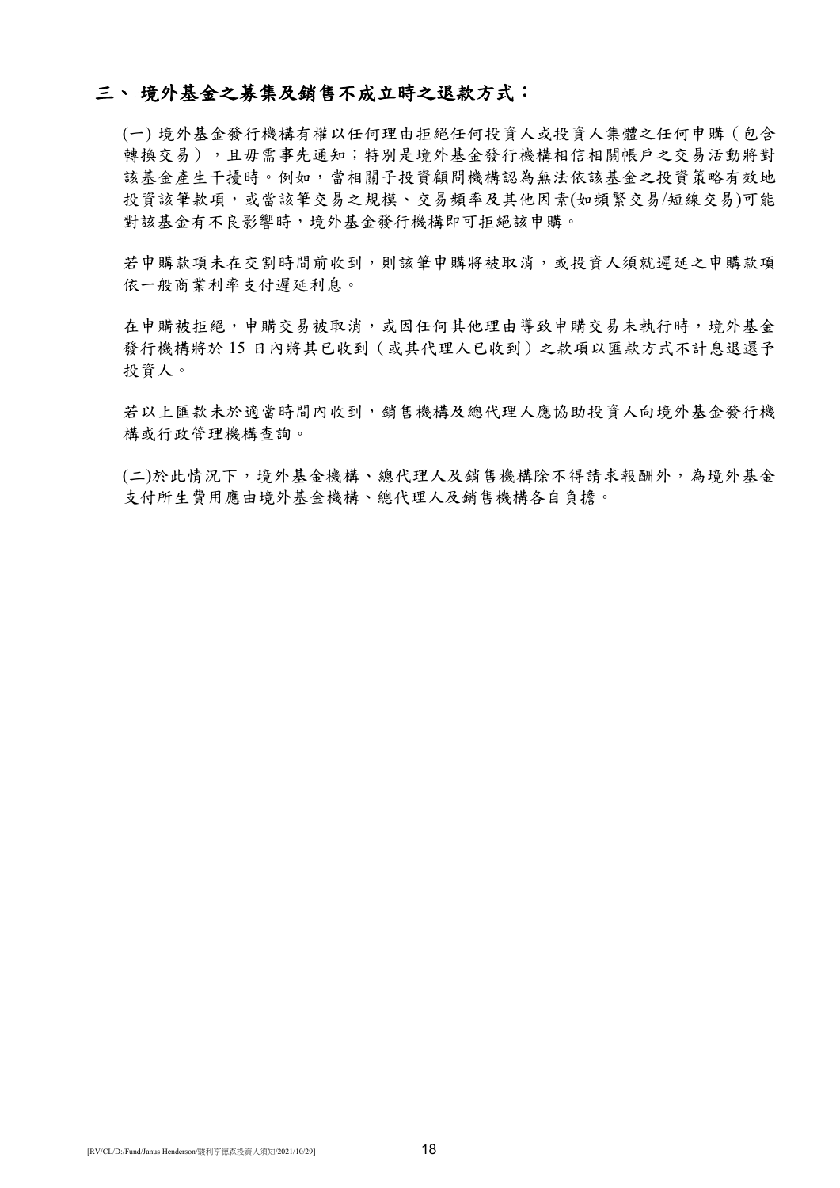## 三、 境外基金之募集及銷售不成立時之退款方式：

(一) 境外基金發行機構有權以任何理由拒絕任何投資人或投資人集體之任何申購（包含轉換交易），且毋需事先通知；特別是境外基金發行機構相信相關帳戶之交易活動將對該基金產生干擾時。例如，當相關子投資顧問機構認為無法依該基金之投資策略有效地投資該筆款項，或當該筆交易之規模、交易頻率及其他因素(如頻繁交易/短線交易)可能對該基金有不良影響時，境外基金發行機構即可拒絕該申購。

若申購款項未在交割時間前收到，則該筆申購將被取消，或投資人須就遲延之申購款項依一般商業利率支付遲延利息。

在申購被拒絕，申購交易被取消，或因任何其他理由導致申購交易未執行時，境外基金發行機構將於 15 日內將其已收到（或其代理人已收到）之款項以匯款方式不計息退還予投資人。

若以上匯款未於適當時間內收到，銷售機構及總代理人應協助投資人向境外基金發行機構或行政管理機構查詢。

(二)於此情況下，境外基金機構、總代理人及銷售機構除不得請求報酬外，為境外基金支付所生費用應由境外基金機構、總代理人及銷售機構各自負擔。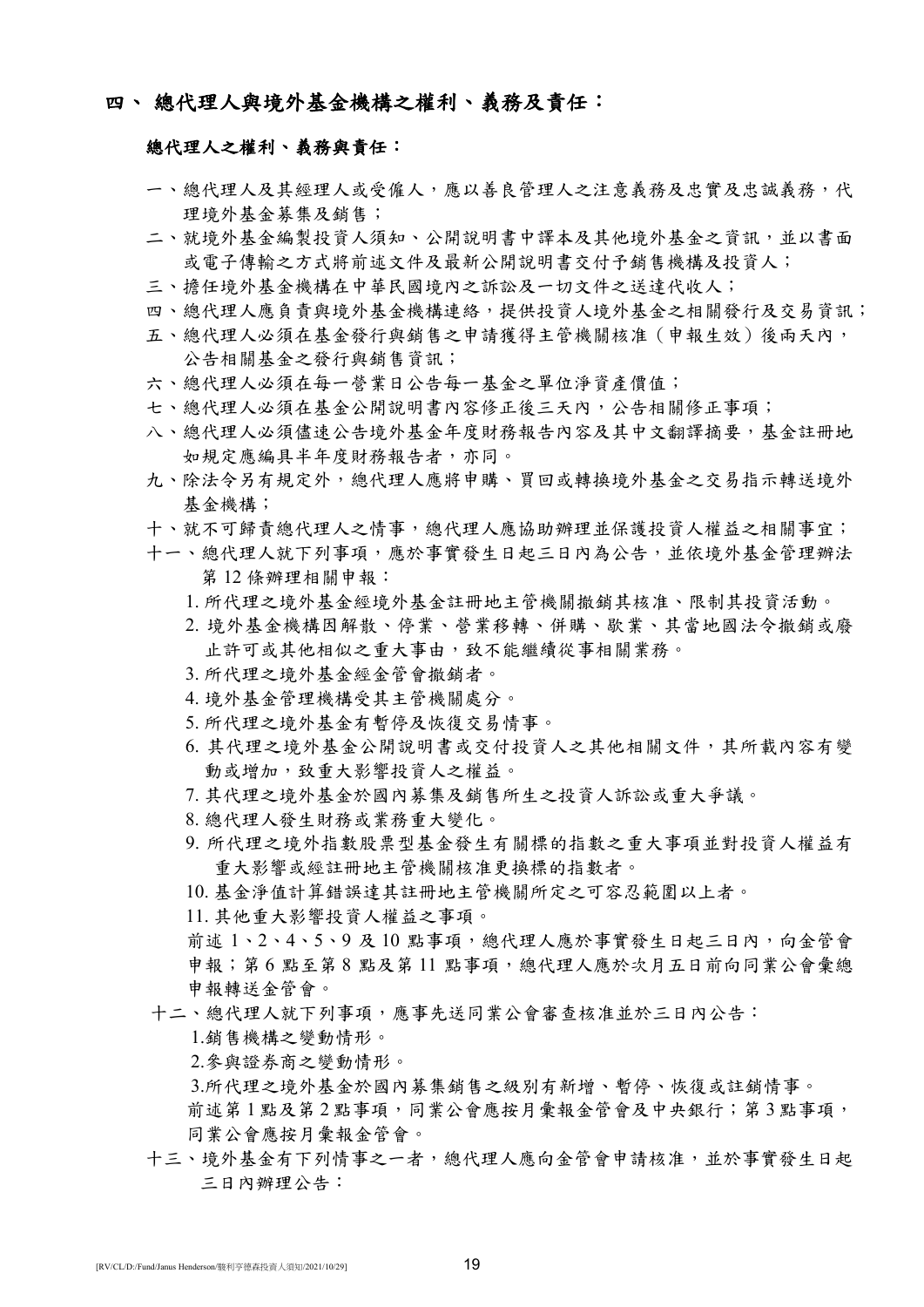# 四、 總代理人與境外基金機構之權利、義務及責任：

**總代理人之權利、義務與責任：**

一、總代理人及其經理人或受僱人，應以善良管理人之注意義務及忠實及忠誠義務，代理境外基金募集及銷售；

二、就境外基金編製投資人須知、公開說明書中譯本及其他境外基金之資訊，並以書面或電子傳輸之方式將前述文件及最新公開說明書交付予銷售機構及投資人；

三、擔任境外基金機構在中華民國境內之訴訟及一切文件之送達代收人；

四、總代理人應負責與境外基金機構連絡，提供投資人境外基金之相關發行及交易資訊；

五、總代理人必須在基金發行與銷售之申請獲得主管機關核准（申報生效）後兩天內，公告相關基金之發行與銷售資訊；

六、總代理人必須在每一營業日公告每一基金之單位淨資產價值；

七、總代理人必須在基金公開說明書內容修正後三天內，公告相關修正事項；

八、總代理人必須儘速公告境外基金年度財務報告內容及其中文翻譯摘要，基金註冊地如規定應編具半年度財務報告者，亦同。

九、除法令另有規定外，總代理人應將申購、買回或轉換境外基金之交易指示轉送境外基金機構；

十、就不可歸責總代理人之情事，總代理人應協助辦理並保護投資人權益之相關事宜；

十一、總代理人就下列事項，應於事實發生日起三日內為公告，並依境外基金管理辦法第 12 條辦理相關申報：

1. 所代理之境外基金經境外基金註冊地主管機關撤銷其核准、限制其投資活動。
2. 境外基金機構因解散、停業、營業移轉、併購、歇業、其當地國法令撤銷或廢止許可或其他相似之重大事由，致不能繼續從事相關業務。
3. 所代理之境外基金經金管會撤銷者。
4. 境外基金管理機構受其主管機關處分。
5. 所代理之境外基金有暫停及恢復交易情事。
6. 其代理之境外基金公開說明書或交付投資人之其他相關文件，其所載內容有變動或增加，致重大影響投資人之權益。
7. 其代理之境外基金於國內募集及銷售所生之投資人訴訟或重大爭議。
8. 總代理人發生財務或業務重大變化。
9. 所代理之境外指數股票型基金發生有關標的指數之重大事項並對投資人權益有重大影響或經註冊地主管機關核准更換標的指數者。
10. 基金淨值計算錯誤達其註冊地主管機關所定之可容忍範圍以上者。
11. 其他重大影響投資人權益之事項。

前述 1、2、4、5、9 及 10 點事項，總代理人應於事實發生日起三日內，向金管會申報；第 6 點至第 8 點及第 11 點事項，總代理人應於次月五日前向同業公會彙總申報轉送金管會。

十二、總代理人就下列事項，應事先送同業公會審查核准並於三日內公告：

1.銷售機構之變動情形。

2.參與證券商之變動情形。

3.所代理之境外基金於國內募集銷售之級別有新增、暫停、恢復或註銷情事。

前述第 1 點及第 2 點事項，同業公會應按月彙報金管會及中央銀行；第 3 點事項，同業公會應按月彙報金管會。

十三、境外基金有下列情事之一者，總代理人應向金管會申請核准，並於事實發生日起三日內辦理公告：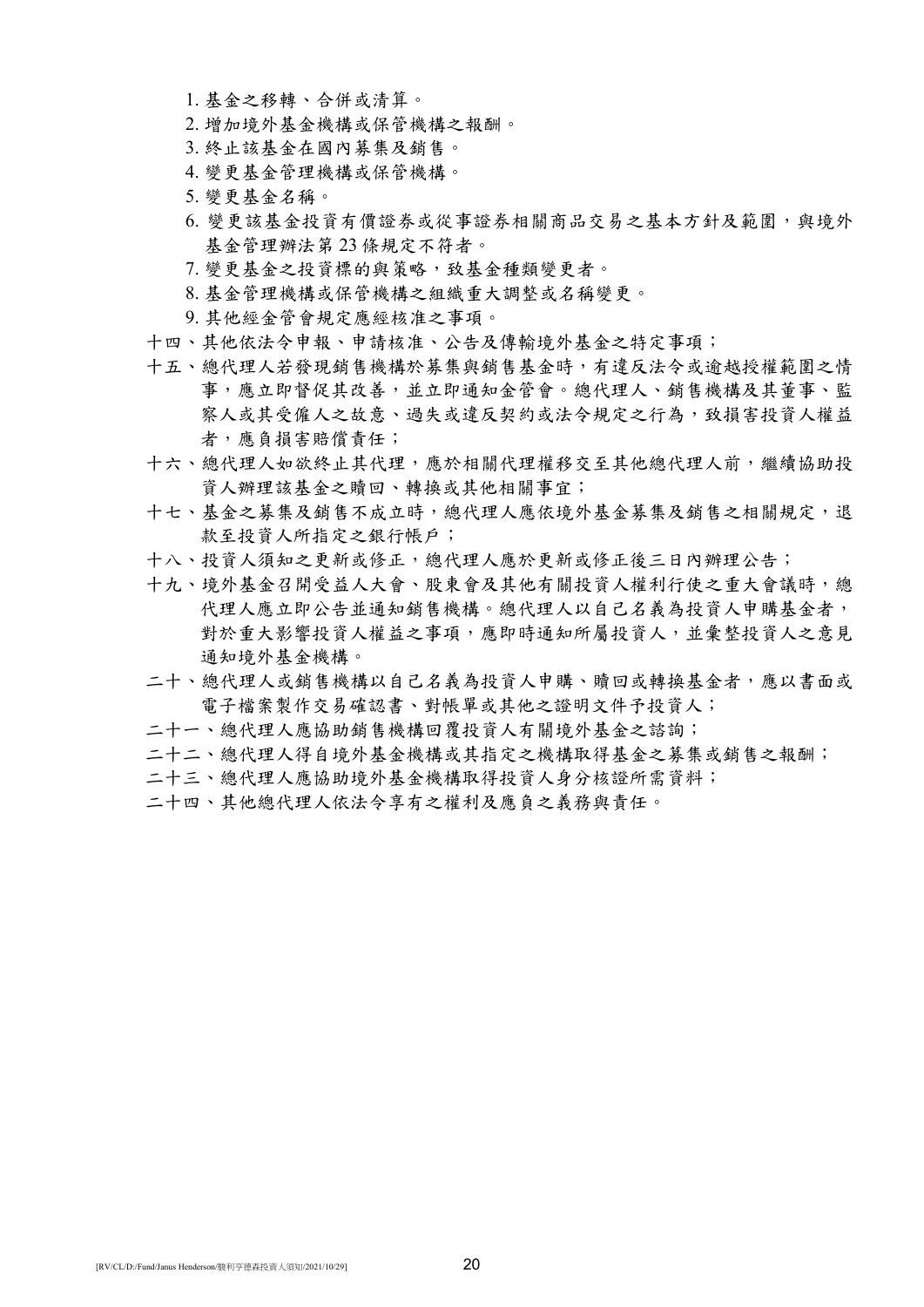1. 基金之移轉、合併或清算。
2. 增加境外基金機構或保管機構之報酬。
3. 終止該基金在國內募集及銷售。
4. 變更基金管理機構或保管機構。
5. 變更基金名稱。
6. 變更該基金投資有價證券或從事證券相關商品交易之基本方針及範圍，與境外基金管理辦法第 23 條規定不符者。
7. 變更基金之投資標的與策略，致基金種類變更者。
8. 基金管理機構或保管機構之組織重大調整或名稱變更。
9. 其他經金管會規定應經核准之事項。

十四、其他依法令申報、申請核准、公告及傳輸境外基金之特定事項；

十五、總代理人若發現銷售機構於募集與銷售基金時，有違反法令或逾越授權範圍之情事，應立即督促其改善，並立即通知金管會。總代理人、銷售機構及其董事、監察人或其受僱人之故意、過失或違反契約或法令規定之行為，致損害投資人權益者，應負損害賠償責任；

十六、總代理人如欲終止其代理，應於相關代理權移交至其他總代理人前，繼續協助投資人辦理該基金之贖回、轉換或其他相關事宜；

十七、基金之募集及銷售不成立時，總代理人應依境外基金募集及銷售之相關規定，退款至投資人所指定之銀行帳戶；

十八、投資人須知之更新或修正，總代理人應於更新或修正後三日內辦理公告；

十九、境外基金召開受益人大會、股東會及其他有關投資人權利行使之重大會議時，總代理人應立即公告並通知銷售機構。總代理人以自己名義為投資人申購基金者，對於重大影響投資人權益之事項，應即時通知所屬投資人，並彙整投資人之意見通知境外基金機構。

二十、總代理人或銷售機構以自己名義為投資人申購、贖回或轉換基金者，應以書面或電子檔案製作交易確認書、對帳單或其他之證明文件予投資人；

二十一、總代理人應協助銷售機構回覆投資人有關境外基金之諮詢；

二十二、總代理人得自境外基金機構或其指定之機構取得基金之募集或銷售之報酬；

二十三、總代理人應協助境外基金機構取得投資人身分核證所需資料；

二十四、其他總代理人依法令享有之權利及應負之義務與責任。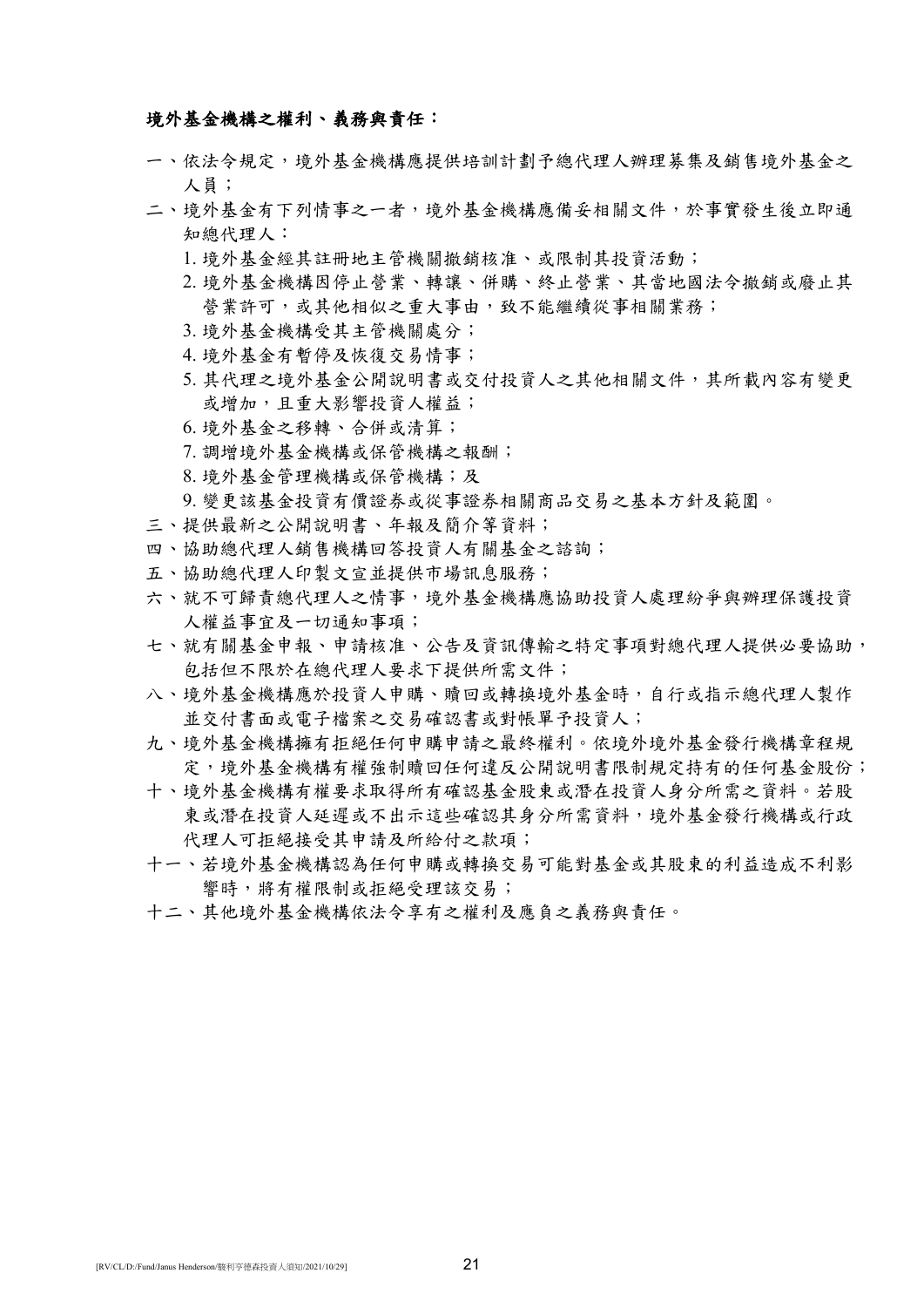**境外基金機構之權利、義務與責任：**

一、依法令規定，境外基金機構應提供培訓計劃予總代理人辦理募集及銷售境外基金之人員；

二、境外基金有下列情事之一者，境外基金機構應備妥相關文件，於事實發生後立即通知總代理人：

1. 境外基金經其註冊地主管機關撤銷核准、或限制其投資活動；
2. 境外基金機構因停止營業、轉讓、併購、終止營業、其當地國法令撤銷或廢止其營業許可，或其他相似之重大事由，致不能繼續從事相關業務；
3. 境外基金機構受其主管機關處分；
4. 境外基金有暫停及恢復交易情事；
5. 其代理之境外基金公開說明書或交付投資人之其他相關文件，其所載內容有變更或增加，且重大影響投資人權益；
6. 境外基金之移轉、合併或清算；
7. 調增境外基金機構或保管機構之報酬；
8. 境外基金管理機構或保管機構；及
9. 變更該基金投資有價證券或從事證券相關商品交易之基本方針及範圍。

三、提供最新之公開說明書、年報及簡介等資料；

四、協助總代理人銷售機構回答投資人有關基金之諮詢；

五、協助總代理人印製文宣並提供市場訊息服務；

六、就不可歸責總代理人之情事，境外基金機構應協助投資人處理紛爭與辦理保護投資人權益事宜及一切通知事項；

七、就有關基金申報、申請核准、公告及資訊傳輸之特定事項對總代理人提供必要協助，包括但不限於在總代理人要求下提供所需文件；

八、境外基金機構應於投資人申購、贖回或轉換境外基金時，自行或指示總代理人製作並交付書面或電子檔案之交易確認書或對帳單予投資人；

九、境外基金機構擁有拒絕任何申購申請之最終權利。依境外境外基金發行機構章程規定，境外基金機構有權強制贖回任何違反公開說明書限制規定持有的任何基金股份；

十、境外基金機構有權要求取得所有確認基金股東或潛在投資人身分所需之資料。若股東或潛在投資人延遲或不出示這些確認其身分所需資料，境外基金發行機構或行政代理人可拒絕接受其申請及所給付之款項；

十一、若境外基金機構認為任何申購或轉換交易可能對基金或其股東的利益造成不利影響時，將有權限制或拒絕受理該交易；

十二、其他境外基金機構依法令享有之權利及應負之義務與責任。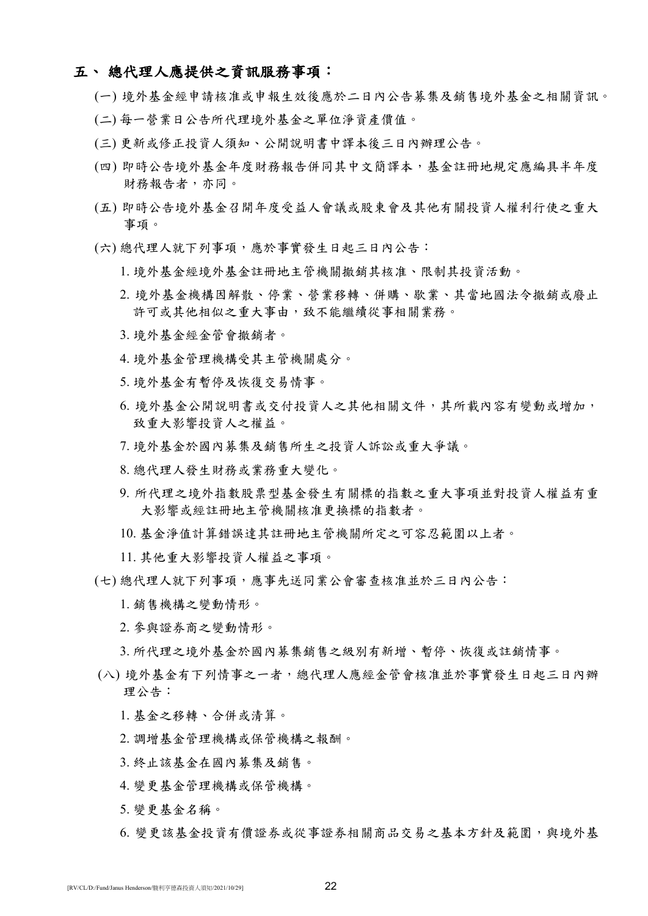## 五、 總代理人應提供之資訊服務事項：

(一) 境外基金經申請核准或申報生效後應於二日內公告募集及銷售境外基金之相關資訊。

(二) 每一營業日公告所代理境外基金之單位淨資產價值。

(三) 更新或修正投資人須知、公開說明書中譯本後三日內辦理公告。

(四) 即時公告境外基金年度財務報告併同其中文簡譯本，基金註冊地規定應編具半年度財務報告者，亦同。

(五) 即時公告境外基金召開年度受益人會議或股東會及其他有關投資人權利行使之重大事項。

(六) 總代理人就下列事項，應於事實發生日起三日內公告：

1. 境外基金經境外基金註冊地主管機關撤銷其核准、限制其投資活動。
2. 境外基金機構因解散、停業、營業移轉、併購、歇業、其當地國法令撤銷或廢止許可或其他相似之重大事由，致不能繼續從事相關業務。
3. 境外基金經金管會撤銷者。
4. 境外基金管理機構受其主管機關處分。
5. 境外基金有暫停及恢復交易情事。
6. 境外基金公開說明書或交付投資人之其他相關文件，其所載內容有變動或增加，致重大影響投資人之權益。
7. 境外基金於國內募集及銷售所生之投資人訴訟或重大爭議。
8. 總代理人發生財務或業務重大變化。
9. 所代理之境外指數股票型基金發生有關標的指數之重大事項並對投資人權益有重大影響或經註冊地主管機關核准更換標的指數者。
10. 基金淨值計算錯誤達其註冊地主管機關所定之可容忍範圍以上者。
11. 其他重大影響投資人權益之事項。

(七) 總代理人就下列事項，應事先送同業公會審查核准並於三日內公告：

1. 銷售機構之變動情形。
2. 參與證券商之變動情形。
3. 所代理之境外基金於國內募集銷售之級別有新增、暫停、恢復或註銷情事。

(八) 境外基金有下列情事之一者，總代理人應經金管會核准並於事實發生日起三日內辦理公告：

1. 基金之移轉、合併或清算。
2. 調增基金管理機構或保管機構之報酬。
3. 終止該基金在國內募集及銷售。
4. 變更基金管理機構或保管機構。
5. 變更基金名稱。
6. 變更該基金投資有價證券或從事證券相關商品交易之基本方針及範圍，與境外基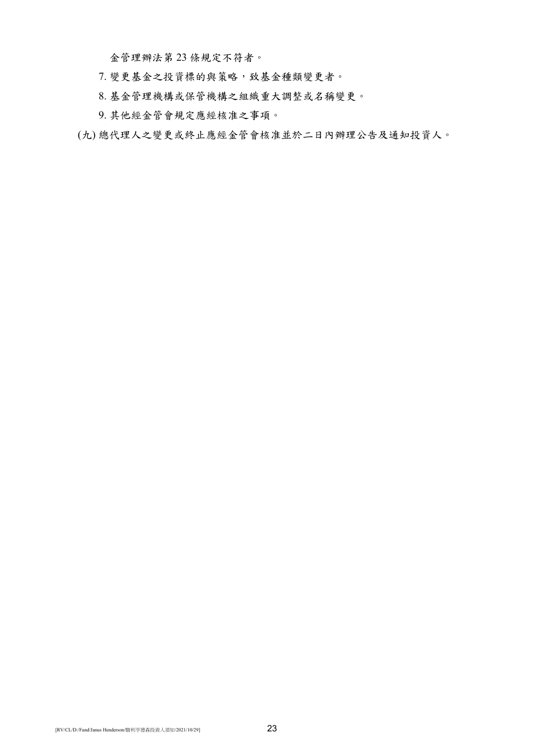金管理辦法第 23 條規定不符者。

7. 變更基金之投資標的與策略，致基金種類變更者。

8. 基金管理機構或保管機構之組織重大調整或名稱變更。

9. 其他經金管會規定應經核准之事項。

(九) 總代理人之變更或終止應經金管會核准並於二日內辦理公告及通知投資人。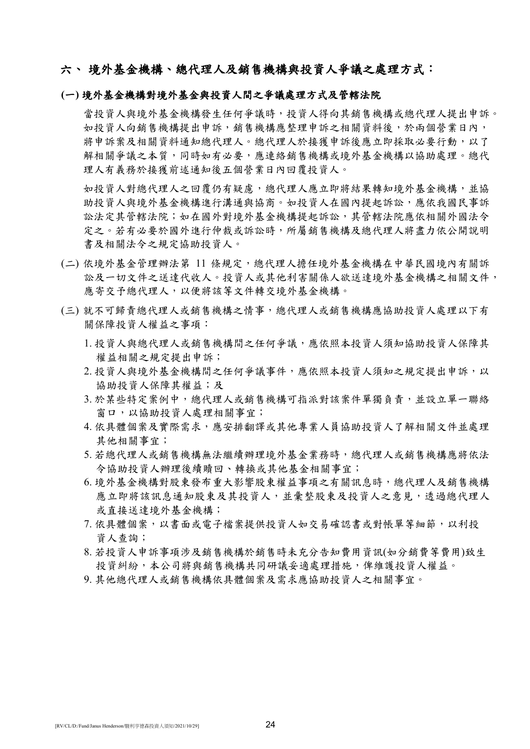## 六、 境外基金機構、總代理人及銷售機構與投資人爭議之處理方式：

### (一) 境外基金機構對境外基金與投資人間之爭議處理方式及管轄法院

當投資人與境外基金機構發生任何爭議時，投資人得向其銷售機構或總代理人提出申訴。如投資人向銷售機構提出申訴，銷售機構應整理申訴之相關資料後，於兩個營業日內，將申訴案及相關資料通知總代理人。總代理人於接獲申訴後應立即採取必要行動，以了解相關爭議之本質，同時如有必要，應連絡銷售機構或境外基金機構以協助處理。總代理人有義務於接獲前述通知後五個營業日內回覆投資人。

如投資人對總代理人之回覆仍有疑慮，總代理人應立即將結果轉知境外基金機構，並協助投資人與境外基金機構進行溝通與協商。如投資人在國內提起訴訟，應依我國民事訴訟法定其管轄法院；如在國外對境外基金機構提起訴訟，其管轄法院應依相關外國法令定之。若有必要於國外進行仲裁或訴訟時，所屬銷售機構及總代理人將盡力依公開說明書及相關法令之規定協助投資人。

(二) 依境外基金管理辦法第 11 條規定，總代理人擔任境外基金機構在中華民國境內有關訴訟及一切文件之送達代收人。投資人或其他利害關係人欲送達境外基金機構之相關文件，應寄交予總代理人，以便將該等文件轉交境外基金機構。

(三) 就不可歸責總代理人或銷售機構之情事，總代理人或銷售機構應協助投資人處理以下有關保障投資人權益之事項：

1. 投資人與總代理人或銷售機構間之任何爭議，應依照本投資人須知協助投資人保障其權益相關之規定提出申訴；
2. 投資人與境外基金機構間之任何爭議事件，應依照本投資人須知之規定提出申訴，以協助投資人保障其權益；及
3. 於某些特定案例中，總代理人或銷售機構可指派對該案件單獨負責，並設立單一聯絡窗口，以協助投資人處理相關事宜；
4. 依具體個案及實際需求，應安排翻譯或其他專業人員協助投資人了解相關文件並處理其他相關事宜；
5. 若總代理人或銷售機構無法繼續辦理境外基金業務時，總代理人或銷售機構應將依法令協助投資人辦理後續贖回、轉換或其他基金相關事宜；
6. 境外基金機構對股東發布重大影響股東權益事項之有關訊息時，總代理人及銷售機構應立即將該訊息通知股東及其投資人，並彙整股東及投資人之意見，透過總代理人或直接送達境外基金機構；
7. 依具體個案，以書面或電子檔案提供投資人如交易確認書或對帳單等細節，以利投資人查詢；
8. 若投資人申訴事項涉及銷售機構於銷售時未充分告知費用資訊(如分銷費等費用)致生投資糾紛，本公司將與銷售機構共同研議妥適處理措施，俾維護投資人權益。
9. 其他總代理人或銷售機構依具體個案及需求應協助投資人之相關事宜。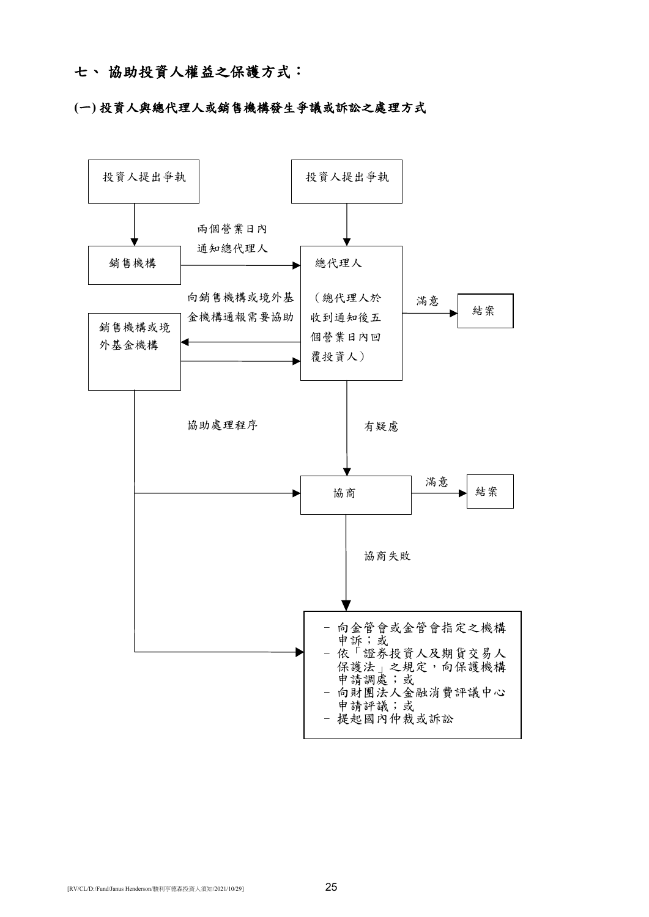## 七、 協助投資人權益之保護方式：

### (一) 投資人與總代理人或銷售機構發生爭議或訴訟之處理方式

投資人提出爭執

投資人提出爭執

銷售機構

兩個營業日內通知總代理人

總代理人

（總代理人於收到通知後五個營業日內回覆投資人）

滿意

結案

向銷售機構或境外基金機構通報需要協助

銷售機構或境外基金機構

協助處理程序

有疑慮

協商

滿意

結案

協商失敗

- 向金管會或金管會指定之機構申訴；或
- 依「證券投資人及期貨交易人保護法」之規定，向保護機構申請調處；或
- 向財團法人金融消費評議中心申請評議；或
- 提起國內仲裁或訴訟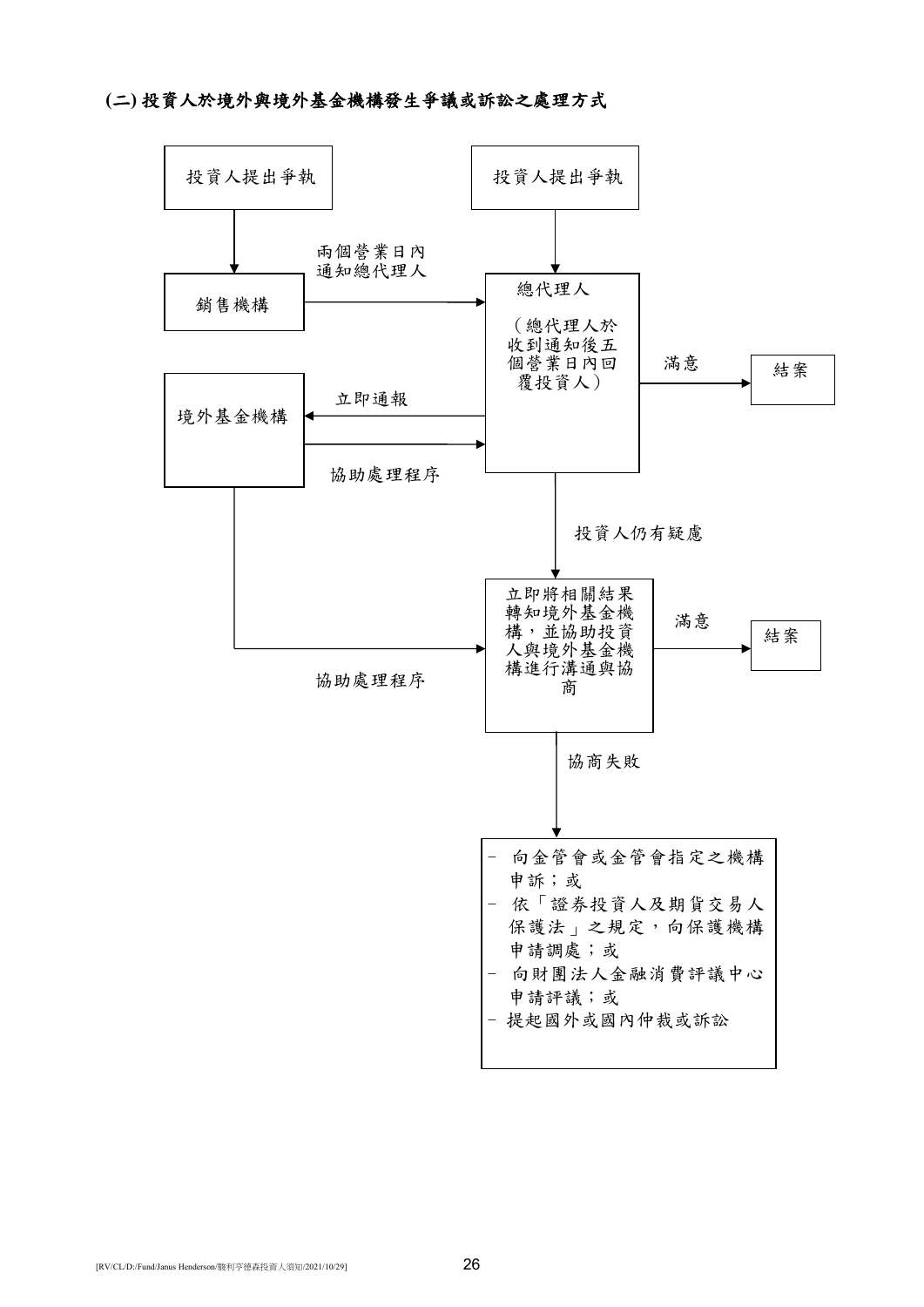**(二) 投資人於境外與境外基金機構發生爭議或訴訟之處理方式**

投資人提出爭執

投資人提出爭執

兩個營業日內通知總代理人

銷售機構

總代理人

（總代理人於收到通知後五個營業日內回覆投資人）

滿意

結案

境外基金機構

立即通報

協助處理程序

投資人仍有疑慮

立即將相關結果轉知境外基金機構，並協助投資人與境外基金機構進行溝通與協商

滿意

結案

協助處理程序

協商失敗

- 向金管會或金管會指定之機構申訴；或
- 依「證券投資人及期貨交易人保護法」之規定，向保護機構申請調處；或
- 向財團法人金融消費評議中心申請評議；或
- 提起國外或國內仲裁或訴訟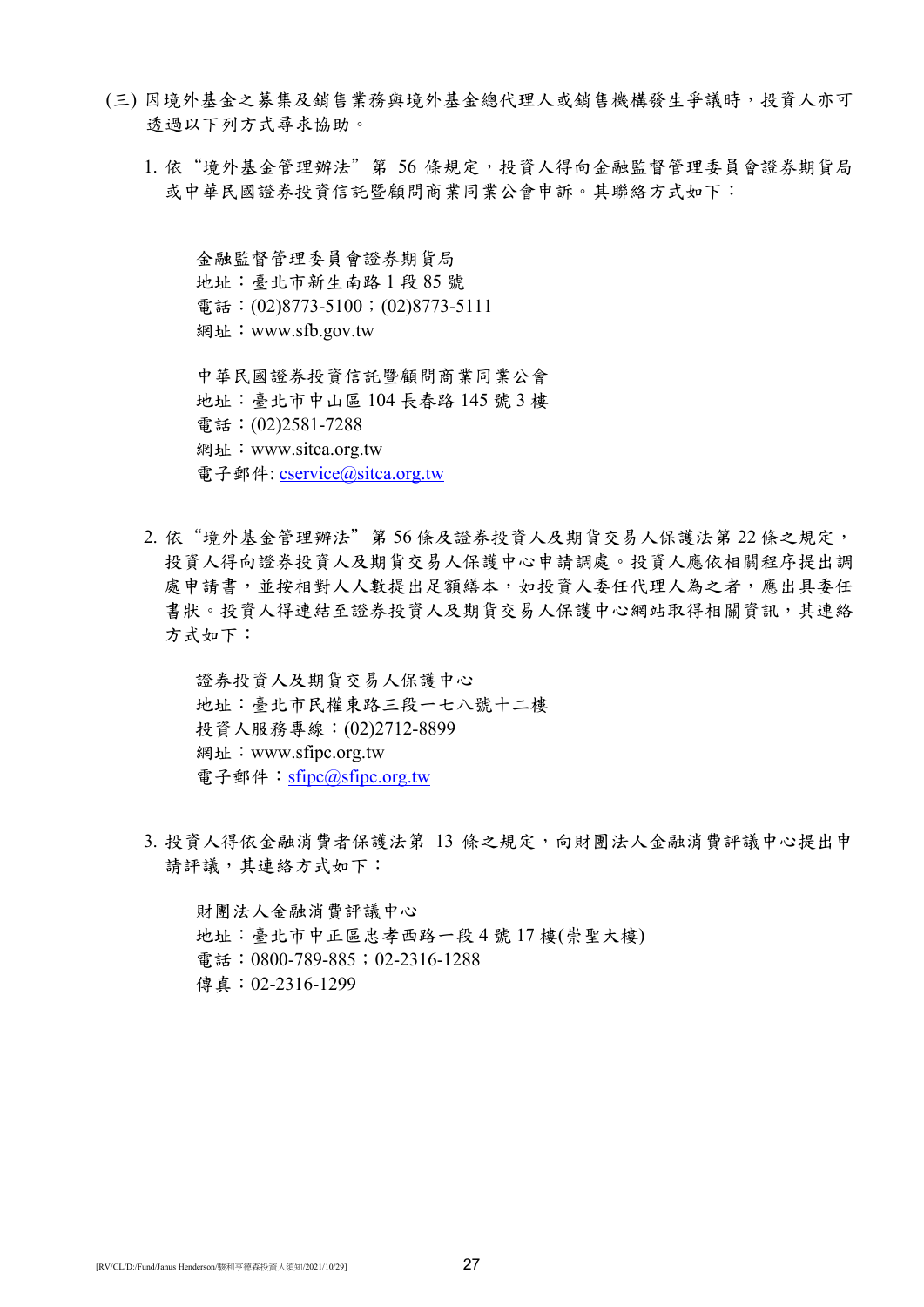(三) 因境外基金之募集及銷售業務與境外基金總代理人或銷售機構發生爭議時，投資人亦可透過以下列方式尋求協助。

1. 依“境外基金管理辦法” 第 56 條規定，投資人得向金融監督管理委員會證券期貨局或中華民國證券投資信託暨顧問商業同業公會申訴。其聯絡方式如下：

   金融監督管理委員會證券期貨局
   地址：臺北市新生南路 1 段 85 號
   電話：(02)8773-5100；(02)8773-5111
   網址：www.sfb.gov.tw

   中華民國證券投資信託暨顧問商業同業公會
   地址：臺北市中山區 104 長春路 145 號 3 樓
   電話：(02)2581-7288
   網址：www.sitca.org.tw
   電子郵件: cservice@sitca.org.tw

2. 依“境外基金管理辦法” 第 56 條及證券投資人及期貨交易人保護法第 22 條之規定，投資人得向證券投資人及期貨交易人保護中心申請調處。投資人應依相關程序提出調處申請書，並按相對人人數提出足額繕本，如投資人委任代理人為之者，應出具委任書狀。投資人得連結至證券投資人及期貨交易人保護中心網站取得相關資訊，其連絡方式如下：

   證券投資人及期貨交易人保護中心
   地址：臺北市民權東路三段一七八號十二樓
   投資人服務專線：(02)2712-8899
   網址：www.sfipc.org.tw
   電子郵件：sfipc@sfipc.org.tw

3. 投資人得依金融消費者保護法第 13 條之規定，向財團法人金融消費評議中心提出申請評議，其連絡方式如下：

   財團法人金融消費評議中心
   地址：臺北市中正區忠孝西路一段 4 號 17 樓(崇聖大樓)
   電話：0800-789-885；02-2316-1288
   傳真：02-2316-1299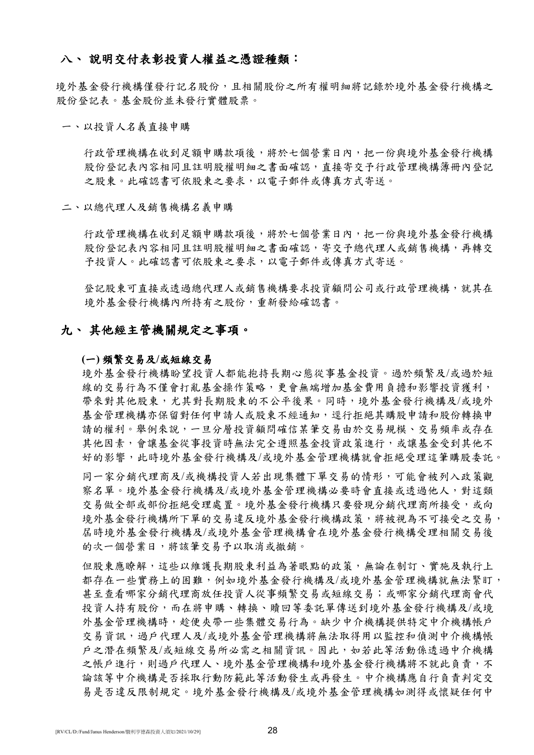## 八、 說明交付表彰投資人權益之憑證種類：

境外基金發行機構僅發行記名股份，且相關股份之所有權明細將記錄於境外基金發行機構之股份登記表。基金股份並未發行實體股票。

一、以投資人名義直接申購

行政管理機構在收到足額申購款項後，將於七個營業日內，把一份與境外基金發行機構股份登記表內容相同且註明股權明細之書面確認，直接寄交予行政管理機構簿冊內登記之股東。此確認書可依股東之要求，以電子郵件或傳真方式寄送。

二、以總代理人及銷售機構名義申購

行政管理機構在收到足額申購款項後，將於七個營業日內，把一份與境外基金發行機構股份登記表內容相同且註明股權明細之書面確認，寄交予總代理人或銷售機構，再轉交予投資人。此確認書可依股東之要求，以電子郵件或傳真方式寄送。

登記股東可直接或透過總代理人或銷售機構要求投資顧問公司或行政管理機構，就其在境外基金發行機構內所持有之股份，重新發給確認書。

## 九、 其他經主管機關規定之事項。

### (一) 頻繁交易及/或短線交易

境外基金發行機構盼望投資人都能抱持長期心態從事基金投資。過於頻繁及/或過於短線的交易行為不僅會打亂基金操作策略，更會無端增加基金費用負擔和影響投資獲利，帶來對其他股東，尤其對長期股東的不公平後果。同時，境外基金發行機構及/或境外基金管理機構亦保留對任何申請人或股東不經通知，逕行拒絕其購股申請和股份轉換申請的權利。舉例來說，一旦分層投資顧問確信某筆交易由於交易規模、交易頻率或存在其他因素，會讓基金從事投資時無法完全遵照基金投資政策進行，或讓基金受到其他不好的影響，此時境外基金發行機構及/或境外基金管理機構就會拒絕受理這筆購股委託。

同一家分銷代理商及/或機構投資人若出現集體下單交易的情形，可能會被列入政策觀察名單。境外基金發行機構及/或境外基金管理機構必要時會直接或透過他人，對這類交易做全部或部份拒絕受理處置。境外基金發行機構只要發現分銷代理商所接受，或向境外基金發行機構所下單的交易違反境外基金發行機構政策，將被視為不可接受之交易，屆時境外基金發行機構及/或境外基金管理機構會在境外基金發行機構受理相關交易後的次一個營業日，將該筆交易予以取消或撤銷。

但股東應瞭解，這些以維護長期股東利益為著眼點的政策，無論在制訂、實施及執行上都存在一些實務上的困難，例如境外基金發行機構及/或境外基金管理機構就無法緊盯，甚至查看哪家分銷代理商放任投資人從事頻繁交易或短線交易；或哪家分銷代理商會代投資人持有股份，而在將申購、轉換、贖回等委託單傳送到境外基金發行機構及/或境外基金管理機構時，趁便夾帶一些集體交易行為。缺少中介機構提供特定中介機構帳戶交易資訊，過戶代理人及/或境外基金管理機構將無法取得用以監控和偵測中介機構帳戶之潛在頻繁及/或短線交易所必需之相關資訊。因此，如若此等活動係透過中介機構之帳戶進行，則過戶代理人、境外基金管理機構和境外基金發行機構將不就此負責，不論該等中介機構是否採取行動防範此等活動發生或再發生。中介機構應自行負責判定交易是否違反限制規定。境外基金發行機構及/或境外基金管理機構如測得或懷疑任何中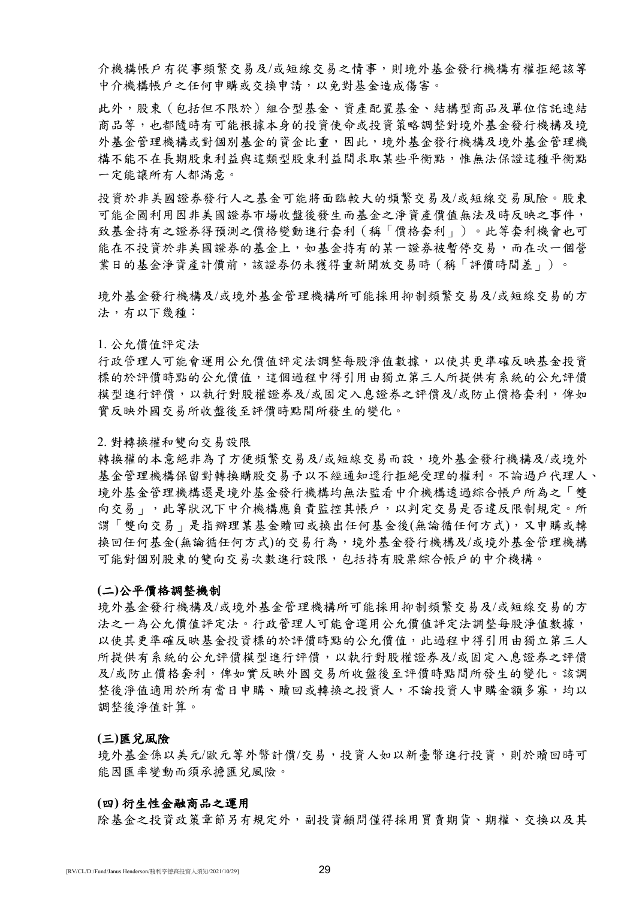介機構帳戶有從事頻繁交易及/或短線交易之情事，則境外基金發行機構有權拒絕該等中介機構帳戶之任何申購或交換申請，以免對基金造成傷害。

此外，股東（包括但不限於）組合型基金、資產配置基金、結構型商品及單位信託連結商品等，也都隨時有可能根據本身的投資使命或投資策略調整對境外基金發行機構及境外基金管理機構或對個別基金的資金比重，因此，境外基金發行機構及境外基金管理機構不能不在長期股東利益與這類型股東利益間求取某些平衡點，惟無法保證這種平衡點一定能讓所有人都滿意。

投資於非美國證券發行人之基金可能將面臨較大的頻繁交易及/或短線交易風險。股東可能企圖利用因非美國證券市場收盤後發生而基金之淨資產價值無法及時反映之事件，致基金持有之證券得預測之價格變動進行套利（稱「價格套利」）。此等套利機會也可能在不投資於非美國證券的基金上，如基金持有的某一證券被暫停交易，而在次一個營業日的基金淨資產計價前，該證券仍未獲得重新開放交易時（稱「評價時間差」）。

境外基金發行機構及/或境外基金管理機構所可能採用抑制頻繁交易及/或短線交易的方法，有以下幾種：

1. 公允價值評定法
行政管理人可能會運用公允價值評定法調整每股淨值數據，以使其更準確反映基金投資標的於評價時點的公允價值，這個過程中得引用由獨立第三人所提供有系統的公允評價模型進行評價，以執行對股權證券及/或固定入息證券之評價及/或防止價格套利，俾如實反映外國交易所收盤後至評價時點間所發生的變化。

2. 對轉換權和雙向交易設限
轉換權的本意絕非為了方便頻繁交易及/或短線交易而設，境外基金發行機構及/或境外基金管理機構保留對轉換購股交易予以不經通知逕行拒絕受理的權利。不論過戶代理人、境外基金管理機構還是境外基金發行機構均無法監看中介機構透過綜合帳戶所為之「雙向交易」，此等狀況下中介機構應負責監控其帳戶，以判定交易是否違反限制規定。所謂「雙向交易」是指辦理某基金贖回或換出任何基金後(無論循任何方式)，又申購或轉換回任何基金(無論循任何方式)的交易行為，境外基金發行機構及/或境外基金管理機構可能對個別股東的雙向交易次數進行設限，包括持有股票綜合帳戶的中介機構。

**(二)公平價格調整機制**

境外基金發行機構及/或境外基金管理機構所可能採用抑制頻繁交易及/或短線交易的方法之一為公允價值評定法。行政管理人可能會運用公允價值評定法調整每股淨值數據，以使其更準確反映基金投資標的於評價時點的公允價值，此過程中得引用由獨立第三人所提供有系統的公允評價模型進行評價，以執行對股權證券及/或固定入息證券之評價及/或防止價格套利，俾如實反映外國交易所收盤後至評價時點間所發生的變化。該調整後淨值適用於所有當日申購、贖回或轉換之投資人，不論投資人申購金額多寡，均以調整後淨值計算。

**(三)匯兌風險**

境外基金係以美元/歐元等外幣計價/交易，投資人如以新臺幣進行投資，則於贖回時可能因匯率變動而須承擔匯兌風險。

**(四) 衍生性金融商品之運用**

除基金之投資政策章節另有規定外，副投資顧問僅得採用買賣期貨、期權、交換以及其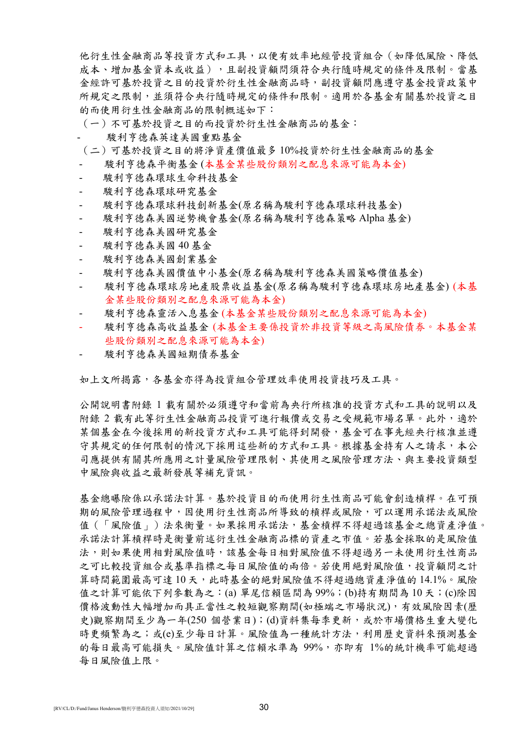他衍生性金融商品等投資方式和工具，以便有效率地經管投資組合（如降低風險、降低成本、增加基金資本或收益），且副投資顧問須符合央行隨時規定的條件及限制。當基金經許可基於投資之目的投資於衍生性金融商品時，副投資顧問應遵守基金投資政策中所規定之限制，並須符合央行隨時規定的條件和限制。適用於各基金有關基於投資之目的而使用衍生性金融商品的限制概述如下：

（一）不可基於投資之目的而投資於衍生性金融商品的基金：

- 駿利亨德森英達美國重點基金

（二）可基於投資之目的將淨資產價值最多 10%投資於衍生性金融商品的基金

- 駿利亨德森平衡基金 (本基金某些股份類別之配息來源可能為本金)
- 駿利亨德森環球生命科技基金
- 駿利亨德森環球研究基金
- 駿利亨德森環球科技創新基金(原名稱為駿利亨德森環球科技基金)
- 駿利亨德森美國逆勢機會基金(原名稱為駿利亨德森策略 Alpha 基金)
- 駿利亨德森美國研究基金
- 駿利亨德森美國 40 基金
- 駿利亨德森美國創業基金
- 駿利亨德森美國價值中小基金(原名稱為駿利亨德森美國策略價值基金)
- 駿利亨德森環球房地產股票收益基金(原名稱為駿利亨德森環球房地產基金) (本基金某些股份類別之配息來源可能為本金)
- 駿利亨德森靈活入息基金 (本基金某些股份類別之配息來源可能為本金)
- 駿利亨德森高收益基金 (本基金主要係投資於非投資等級之高風險債券。本基金某些股份類別之配息來源可能為本金)
- 駿利亨德森美國短期債券基金

如上文所揭露，各基金亦得為投資組合管理效率使用投資技巧及工具。

公開說明書附錄 1 載有關於必須遵守和當前為央行所核准的投資方式和工具的說明以及附錄 2 載有此等衍生性金融商品投資可進行報價或交易之受規範市場名單。此外，適於某個基金在今後採用的新投資方式和工具可能得到開發，基金可在事先經央行核准並遵守其規定的任何限制的情況下採用這些新的方式和工具。根據基金持有人之請求，本公司應提供有關其所應用之計量風險管理限制、其使用之風險管理方法、與主要投資類型中風險與收益之最新發展等補充資訊。

基金總曝險係以承諾法計算。基於投資目的而使用衍生性商品可能會創造槓桿。在可預期的風險管理過程中，因使用衍生性商品所導致的槓桿或風險，可以運用承諾法或風險值（「風險值」）法來衡量。如果採用承諾法，基金槓桿不得超過該基金之總資產淨值。承諾法計算槓桿時是衡量前述衍生性金融商品標的資產之市值。若基金採取的是風險值法，則如果使用相對風險值時，該基金每日相對風險值不得超過另一未使用衍生性商品之可比較投資組合或基準指標之每日風險值的兩倍。若使用絕對風險值，投資顧問之計算時間範圍最高可達 10 天，此時基金的絕對風險值不得超過總資產淨值的 14.1%。風險值之計算可能依下列參數為之：(a) 單尾信賴區間為 99%；(b)持有期間為 10 天；(c)除因價格波動性大幅增加而具正當性之較短觀察期間(如極端之市場狀況)，有效風險因素(歷史)觀察期間至少為一年(250 個營業日)；(d)資料集每季更新，或於市場價格生重大變化時更頻繁為之；或(e)至少每日計算。風險值為一種統計方法，利用歷史資料來預測基金的每日最高可能損失。風險值計算之信賴水準為 99%，亦即有 1%的統計機率可能超過每日風險值上限。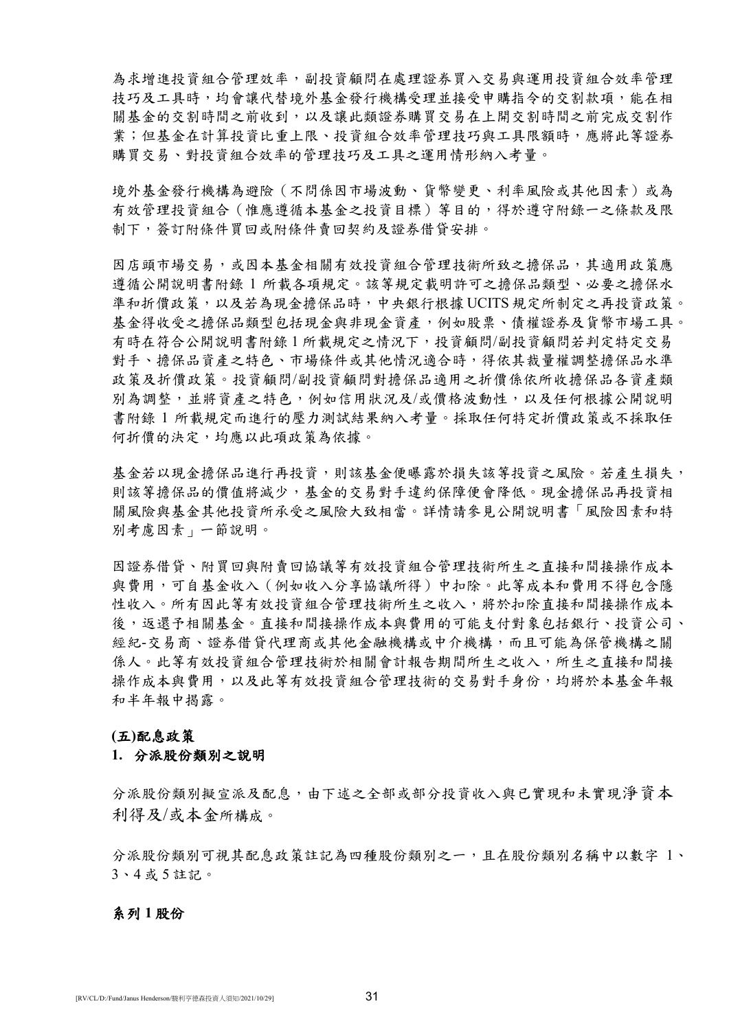為求增進投資組合管理效率，副投資顧問在處理證券買入交易與運用投資組合效率管理技巧及工具時，均會讓代替境外基金發行機構受理並接受申購指令的交割款項，能在相關基金的交割時間之前收到，以及讓此類證券購買交易在上開交割時間之前完成交割作業；但基金在計算投資比重上限、投資組合效率管理技巧與工具限額時，應將此等證券購買交易、對投資組合效率的管理技巧及工具之運用情形納入考量。

境外基金發行機構為避險（不問係因市場波動、貨幣變更、利率風險或其他因素）或為有效管理投資組合（惟應遵循本基金之投資目標）等目的，得於遵守附錄一之條款及限制下，簽訂附條件買回或附條件賣回契約及證券借貸安排。

因店頭市場交易，或因本基金相關有效投資組合管理技術所致之擔保品，其適用政策應遵循公開說明書附錄 1 所載各項規定。該等規定載明許可之擔保品類型、必要之擔保水準和折價政策，以及若為現金擔保品時，中央銀行根據 UCITS 規定所制定之再投資政策。基金得收受之擔保品類型包括現金與非現金資產，例如股票、債權證券及貨幣市場工具。有時在符合公開說明書附錄 1 所載規定之情況下，投資顧問/副投資顧問若判定特定交易對手、擔保品資產之特色、市場條件或其他情況適合時，得依其裁量權調整擔保品水準政策及折價政策。投資顧問/副投資顧問對擔保品適用之折價係依所收擔保品各資產類別為調整，並將資產之特色，例如信用狀況及/或價格波動性，以及任何根據公開說明書附錄 1 所載規定而進行的壓力測試結果納入考量。採取任何特定折價政策或不採取任何折價的決定，均應以此項政策為依據。

基金若以現金擔保品進行再投資，則該基金便曝露於損失該等投資之風險。若產生損失，則該等擔保品的價值將減少，基金的交易對手違約保障便會降低。現金擔保品再投資相關風險與基金其他投資所承受之風險大致相當。詳情請參見公開說明書「風險因素和特別考慮因素」一節說明。

因證券借貸、附買回與附賣回協議等有效投資組合管理技術所生之直接和間接操作成本與費用，可自基金收入（例如收入分享協議所得）中扣除。此等成本和費用不得包含隱性收入。所有因此等有效投資組合管理技術所生之收入，將於扣除直接和間接操作成本後，返還予相關基金。直接和間接操作成本與費用的可能支付對象包括銀行、投資公司、經紀-交易商、證券借貸代理商或其他金融機構或中介機構，而且可能為保管機構之關係人。此等有效投資組合管理技術於相關會計報告期間所生之收入，所生之直接和間接操作成本與費用，以及此等有效投資組合管理技術的交易對手身份，均將於本基金年報和半年報中揭露。

**(五)配息政策**

**1. 分派股份類別之說明**

分派股份類別擬宣派及配息，由下述之全部或部分投資收入與已實現和未實現淨資本利得及/或本金所構成。

分派股份類別可視其配息政策註記為四種股份類別之一，且在股份類別名稱中以數字 1、3、4 或 5 註記。

**系列 1 股份**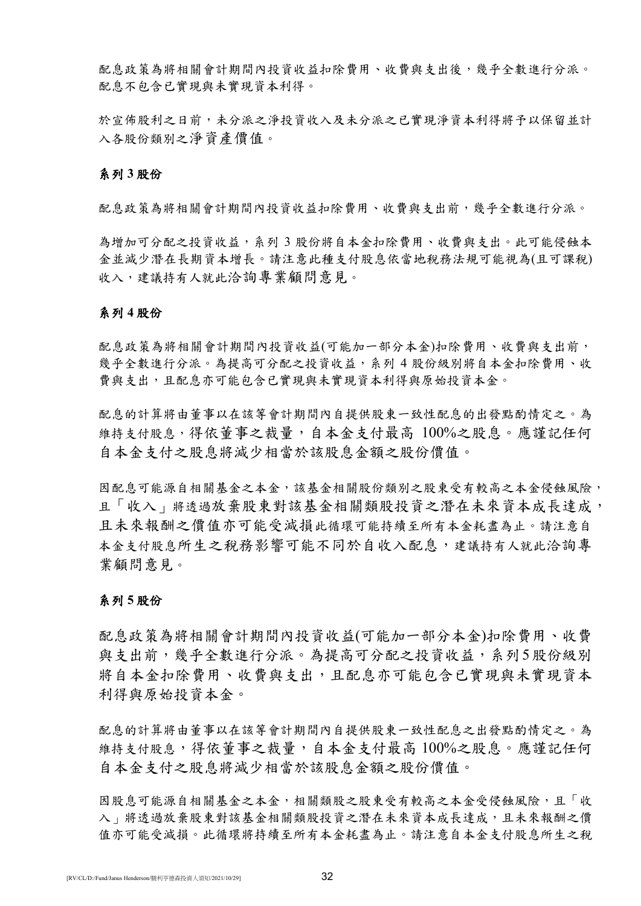配息政策為將相關會計期間內投資收益扣除費用、收費與支出後，幾乎全數進行分派。配息不包含已實現與未實現資本利得。

於宣佈股利之日前，未分派之淨投資收入及未分派之已實現淨資本利得將予以保留並計入各股份類別之淨資產價值。

### 系列 3 股份

配息政策為將相關會計期間內投資收益扣除費用、收費與支出前，幾乎全數進行分派。

為增加可分配之投資收益，系列 3 股份將自本金扣除費用、收費與支出。此可能侵蝕本金並減少潛在長期資本增長。請注意此種支付股息依當地稅務法規可能視為(且可課稅)收入，建議持有人就此洽詢專業顧問意見。

### 系列 4 股份

配息政策為將相關會計期間內投資收益(可能加一部分本金)扣除費用、收費與支出前，幾乎全數進行分派。為提高可分配之投資收益，系列 4 股份級別將自本金扣除費用、收費與支出，且配息亦可能包含已實現與未實現資本利得與原始投資本金。

配息的計算將由董事以在該等會計期間內自提供股東一致性配息的出發點酌情定之。為維持支付股息，得依董事之裁量，自本金支付最高 100%之股息。應謹記任何自本金支付之股息將減少相當於該股息金額之股份價值。

因配息可能源自相關基金之本金，該基金相關股份類別之股東受有較高之本金侵蝕風險，且「收入」將透過放棄股東對該基金相關類股投資之潛在未來資本成長達成，且未來報酬之價值亦可能受減損此循環可能持續至所有本金耗盡為止。請注意自本金支付股息所生之稅務影響可能不同於自收入配息，建議持有人就此洽詢專業顧問意見。

### 系列 5 股份

配息政策為將相關會計期間內投資收益(可能加一部分本金)扣除費用、收費與支出前，幾乎全數進行分派。為提高可分配之投資收益，系列5股份級別將自本金扣除費用、收費與支出，且配息亦可能包含已實現與未實現資本利得與原始投資本金。

配息的計算將由董事以在該等會計期間內自提供股東一致性配息之出發點酌情定之。為維持支付股息，得依董事之裁量，自本金支付最高 100%之股息。應謹記任何自本金支付之股息將減少相當於該股息金額之股份價值。

因股息可能源自相關基金之本金，相關類股之股東受有較高之本金受侵蝕風險，且「收入」將透過放棄股東對該基金相關類股投資之潛在未來資本成長達成，且未來報酬之價值亦可能受減損。此循環將持續至所有本金耗盡為止。請注意自本金支付股息所生之稅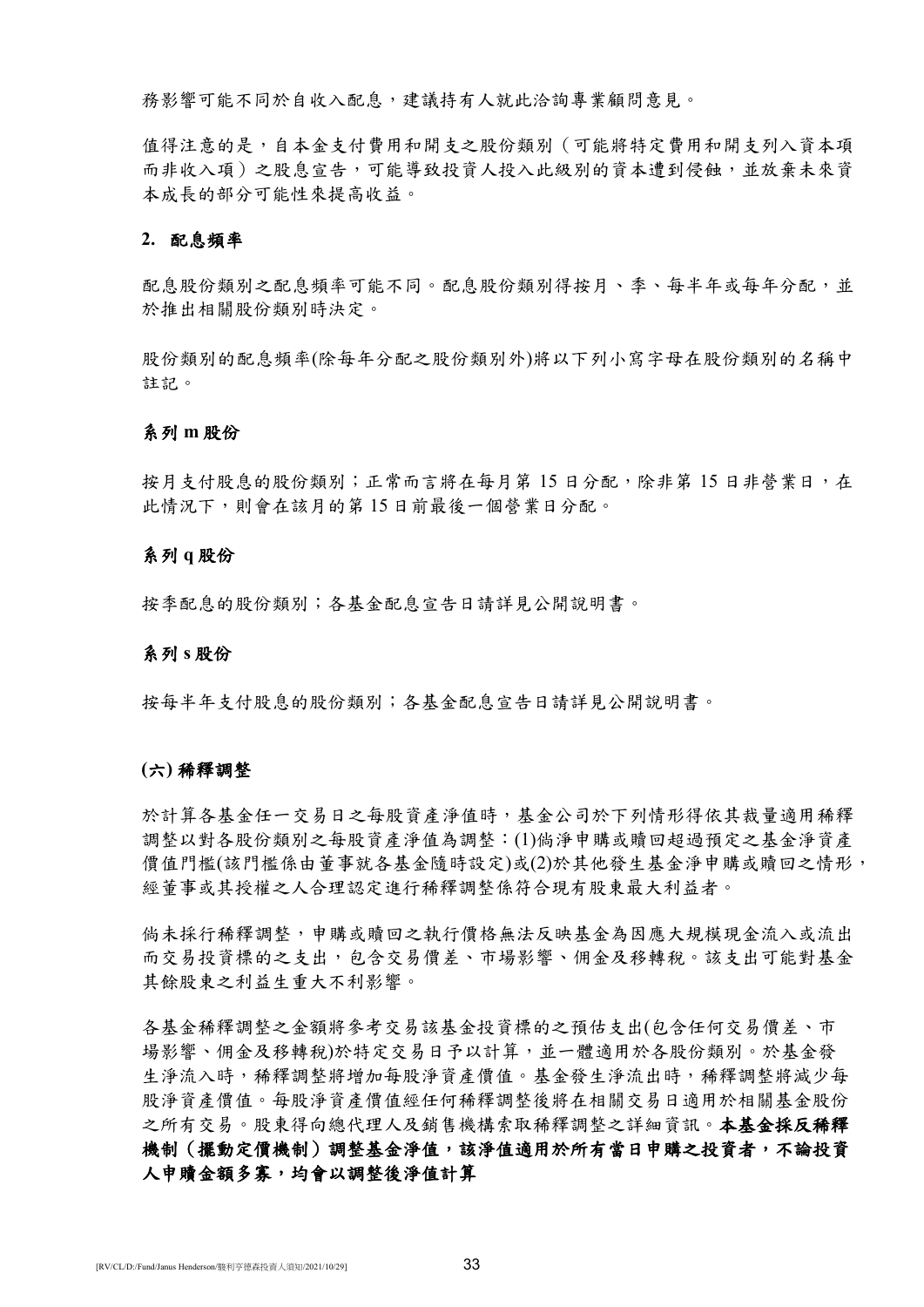務影響可能不同於自收入配息，建議持有人就此洽詢專業顧問意見。

值得注意的是，自本金支付費用和開支之股份類別（可能將特定費用和開支列入資本項而非收入項）之股息宣告，可能導致投資人投入此級別的資本遭到侵蝕，並放棄未來資本成長的部分可能性來提高收益。

**2. 配息頻率**

配息股份類別之配息頻率可能不同。配息股份類別得按月、季、每半年或每年分配，並於推出相關股份類別時決定。

股份類別的配息頻率(除每年分配之股份類別外)將以下列小寫字母在股份類別的名稱中註記。

**系列 m 股份**

按月支付股息的股份類別；正常而言將在每月第 15 日分配，除非第 15 日非營業日，在此情況下，則會在該月的第 15 日前最後一個營業日分配。

**系列 q 股份**

按季配息的股份類別；各基金配息宣告日請詳見公開說明書。

**系列 s 股份**

按每半年支付股息的股份類別；各基金配息宣告日請詳見公開說明書。

**(六) 稀釋調整**

於計算各基金任一交易日之每股資產淨值時，基金公司於下列情形得依其裁量適用稀釋調整以對各股份類別之每股資產淨值為調整：(1)倘淨申購或贖回超過預定之基金淨資產價值門檻(該門檻係由董事就各基金隨時設定)或(2)於其他發生基金淨申購或贖回之情形，經董事或其授權之人合理認定進行稀釋調整係符合現有股東最大利益者。

倘未採行稀釋調整，申購或贖回之執行價格無法反映基金為因應大規模現金流入或流出而交易投資標的之支出，包含交易價差、市場影響、佣金及移轉稅。該支出可能對基金其餘股東之利益生重大不利影響。

各基金稀釋調整之金額將參考交易該基金投資標的之預估支出(包含任何交易價差、市場影響、佣金及移轉稅)於特定交易日予以計算，並一體適用於各股份類別。於基金發生淨流入時，稀釋調整將增加每股淨資產價值。基金發生淨流出時，稀釋調整將減少每股淨資產價值。每股淨資產價值經任何稀釋調整後將在相關交易日適用於相關基金股份之所有交易。股東得向總代理人及銷售機構索取稀釋調整之詳細資訊。**本基金採反稀釋機制（擺動定價機制）調整基金淨值，該淨值適用於所有當日申購之投資者，不論投資人申贖金額多寡，均會以調整後淨值計算**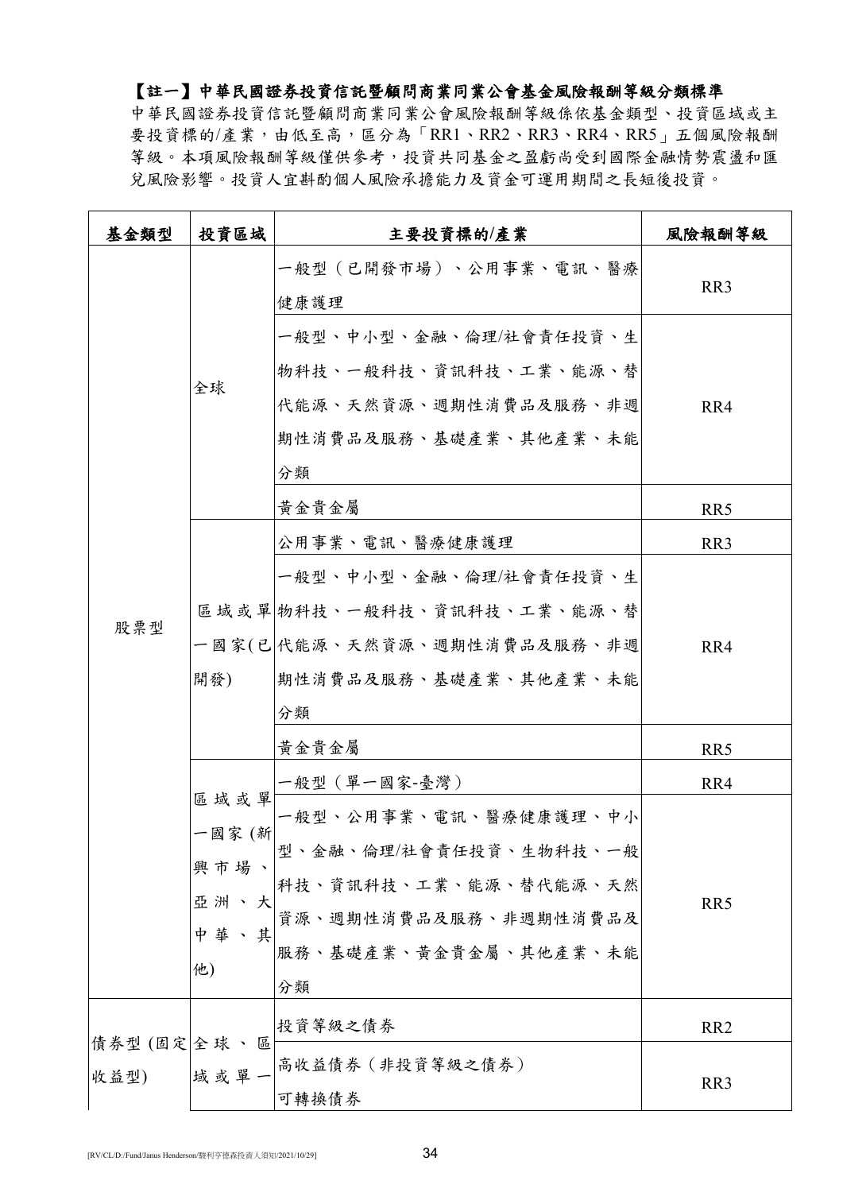## 【註一】中華民國證券投資信託暨顧問商業同業公會基金風險報酬等級分類標準

中華民國證券投資信託暨顧問商業同業公會風險報酬等級係依基金類型、投資區域或主要投資標的/產業，由低至高，區分為「RR1、RR2、RR3、RR4、RR5」五個風險報酬等級。本項風險報酬等級僅供參考，投資共同基金之盈虧尚受到國際金融情勢震盪和匯兌風險影響。投資人宜斟酌個人風險承擔能力及資金可運用期間之長短後投資。

| 基金類型 | 投資區域 | 主要投資標的/產業 | 風險報酬等級 |
|---|---|---|---|
| 股票型 | 全球 | 一般型（已開發市場）、公用事業、電訊、醫療健康護理 | RR3 |
| | | 一般型、中小型、金融、倫理/社會責任投資、生物科技、一般科技、資訊科技、工業、能源、替代能源、天然資源、週期性消費品及服務、非週期性消費品及服務、基礎產業、其他產業、未能分類 | RR4 |
| | | 黃金貴金屬 | RR5 |
| | 區域或單一國家(已開發) | 公用事業、電訊、醫療健康護理 | RR3 |
| | | 一般型、中小型、金融、倫理/社會責任投資、生物科技、一般科技、資訊科技、工業、能源、替代能源、天然資源、週期性消費品及服務、非週期性消費品及服務、基礎產業、其他產業、未能分類 | RR4 |
| | | 黃金貴金屬 | RR5 |
| | 區域或單一國家(新興市場、亞洲、大中華、其他) | 一般型（單一國家-臺灣） | RR4 |
| | | 一般型、公用事業、電訊、醫療健康護理、中小型、金融、倫理/社會責任投資、生物科技、一般科技、資訊科技、工業、能源、替代能源、天然資源、週期性消費品及服務、非週期性消費品及服務、基礎產業、黃金貴金屬、其他產業、未能分類 | RR5 |
| 債券型(固定收益型) | 全球、區域或單一 | 投資等級之債券 | RR2 |
| | | 高收益債券（非投資等級之債券）<br>可轉換債券 | RR3 |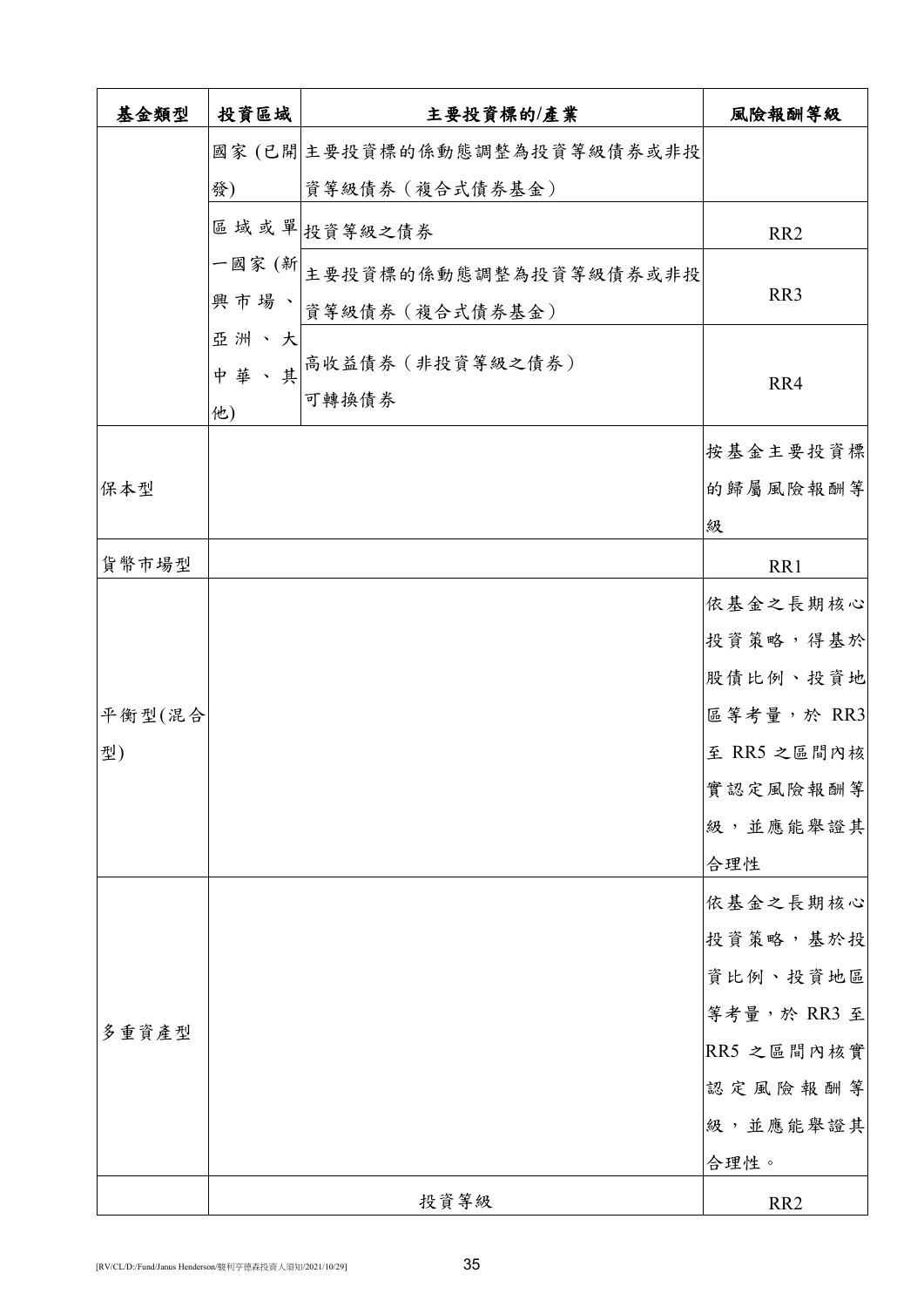| 基金類型 | 投資區域 | 主要投資標的/產業 | 風險報酬等級 |
|---|---|---|---|
| | 國家 (已開發) | 主要投資標的係動態調整為投資等級債券或非投資等級債券（複合式債券基金） | |
| | 區域或單一國家 (新興市場、亞洲、大中華、其他) | 投資等級之債券 | RR2 |
| | | 主要投資標的係動態調整為投資等級債券或非投資等級債券（複合式債券基金） | RR3 |
| | | 高收益債券（非投資等級之債券）<br>可轉換債券 | RR4 |
| 保本型 | | | 按基金主要投資標的歸屬風險報酬等級 |
| 貨幣市場型 | | | RR1 |
| 平衡型(混合型) | | | 依基金之長期核心投資策略，得基於股債比例、投資地區等考量，於 RR3 至 RR5 之區間內核實認定風險報酬等級，並應能舉證其合理性 |
| 多重資產型 | | | 依基金之長期核心投資策略，基於投資比例、投資地區等考量，於 RR3 至 RR5 之區間內核實認定風險報酬等級，並應能舉證其合理性。 |
| | 投資等級 | | RR2 |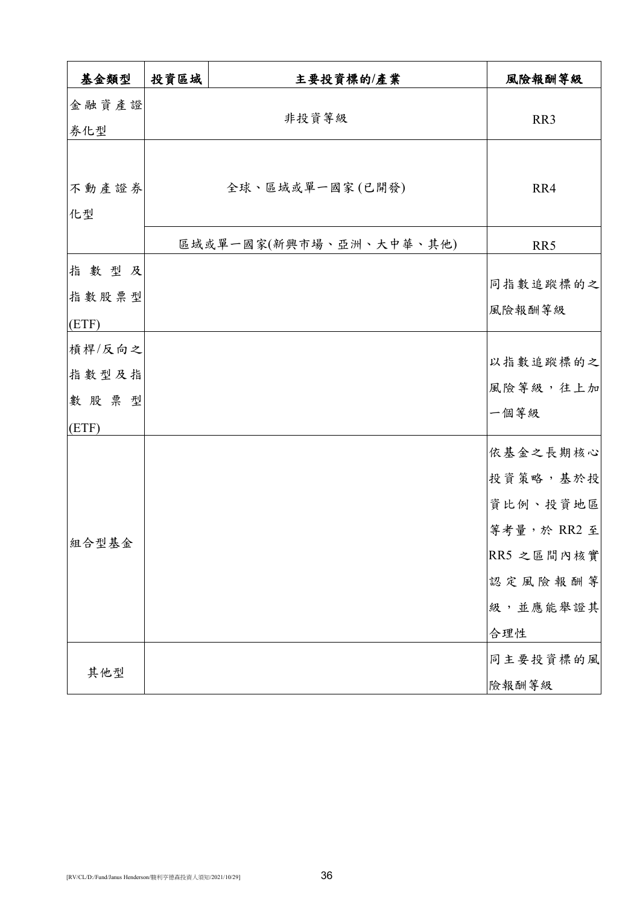| 基金類型 | 投資區域 | 主要投資標的/產業 | 風險報酬等級 |
| --- | --- | --- | --- |
| 金融資產證券化型 | 非投資等級 | | RR3 |
| 不動產證券化型 | 全球、區域或單一國家(已開發) | | RR4 |
| | 區域或單一國家(新興市場、亞洲、大中華、其他) | | RR5 |
| 指數型及指數股票型(ETF) | | | 同指數追蹤標的之風險報酬等級 |
| 槓桿/反向之指數型及指數股票型(ETF) | | | 以指數追蹤標的之風險等級，往上加一個等級 |
| 組合型基金 | | | 依基金之長期核心投資策略，基於投資比例、投資地區等考量，於 RR2 至 RR5 之區間內核實認定風險報酬等級，並應能舉證其合理性 |
| 其他型 | | | 同主要投資標的風險報酬等級 |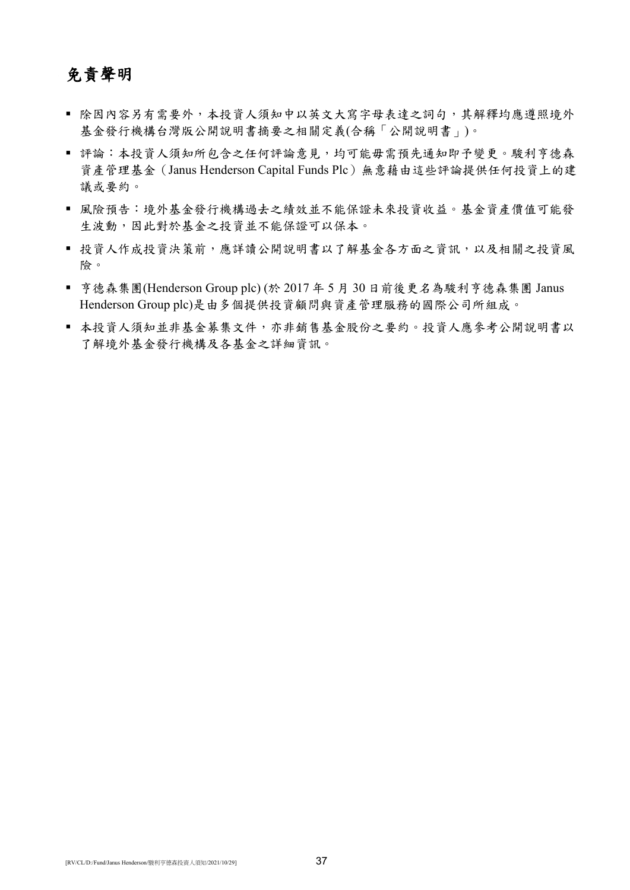# 免責聲明

- 除因內容另有需要外，本投資人須知中以英文大寫字母表達之詞句，其解釋均應遵照境外基金發行機構台灣版公開說明書摘要之相關定義(合稱「公開說明書」)。
- 評論：本投資人須知所包含之任何評論意見，均可能毋需預先通知即予變更。駿利亨德森資產管理基金（Janus Henderson Capital Funds Plc）無意藉由這些評論提供任何投資上的建議或要約。
- 風險預告：境外基金發行機構過去之績效並不能保證未來投資收益。基金資產價值可能發生波動，因此對於基金之投資並不能保證可以保本。
- 投資人作成投資決策前，應詳讀公開說明書以了解基金各方面之資訊，以及相關之投資風險。
- 亨德森集團(Henderson Group plc) (於 2017 年 5 月 30 日前後更名為駿利亨德森集團 Janus Henderson Group plc)是由多個提供投資顧問與資產管理服務的國際公司所組成。
- 本投資人須知並非基金募集文件，亦非銷售基金股份之要約。投資人應參考公開說明書以了解境外基金發行機構及各基金之詳細資訊。

[RV/CL/D:/Fund/Janus Henderson/駿利亨德森投資人須知/2021/10/29]